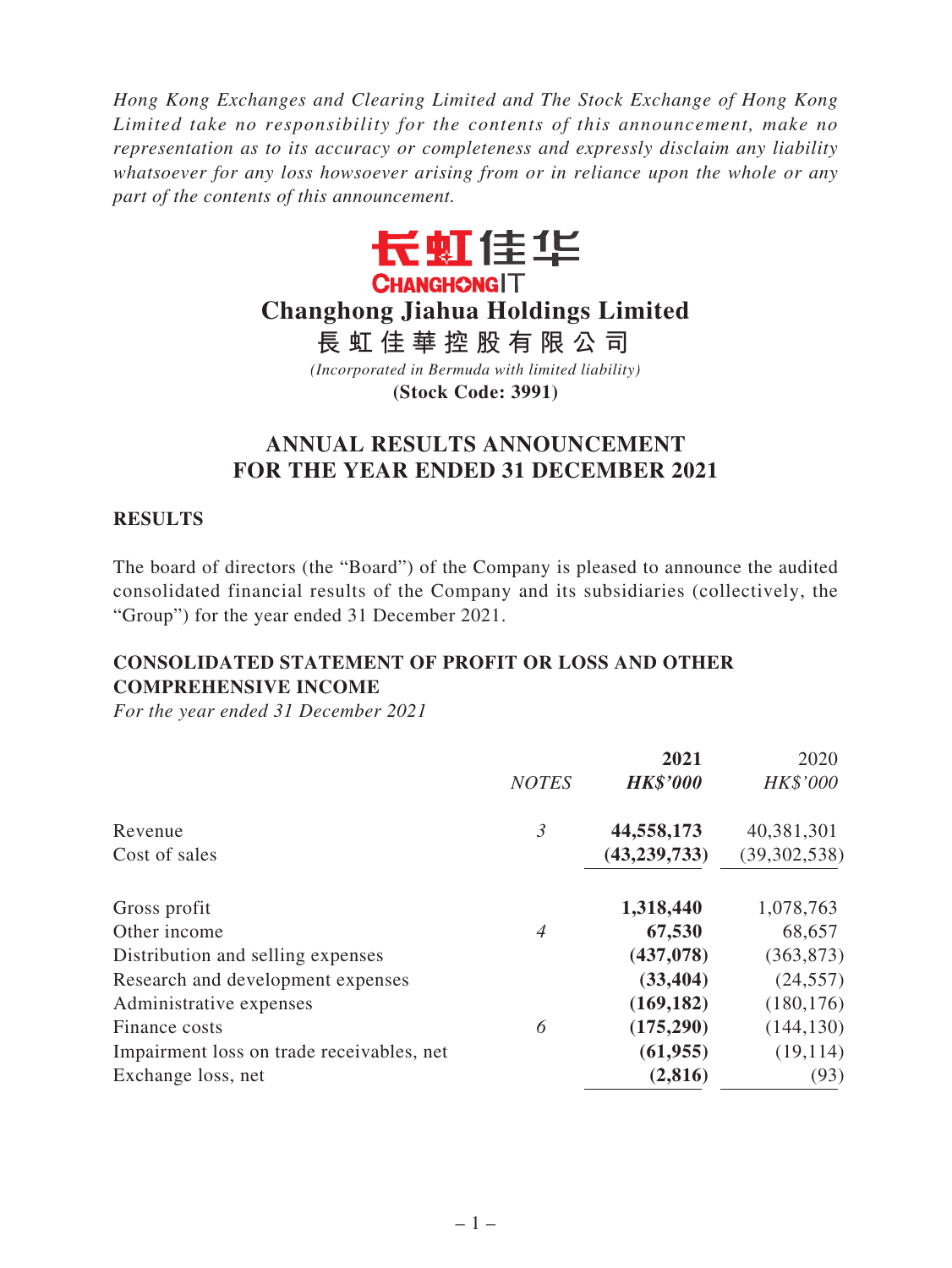*Hong Kong Exchanges and Clearing Limited and The Stock Exchange of Hong Kong Limited take no responsibility for the contents of this announcement, make no representation as to its accuracy or completeness and expressly disclaim any liability whatsoever for any loss howsoever arising from or in reliance upon the whole or any part of the contents of this announcement.*

长虹佳华

CHANGHONGIT

# Changhong Jiahua Holdings Limited

# 長虹佳華控股有限公司

*(Incorporated in Bermuda with limited liability)*

**(Stock Code: 3991)**

## ANNUAL RESULTS ANNOUNCEMENT FOR THE YEAR ENDED 31 DECEMBER 2021

### RESULTS

The board of directors (the "Board") of the Company is pleased to announce the audited consolidated financial results of the Company and its subsidiaries (collectively, the "Group") for the year ended 31 December 2021.

### CONSOLIDATED STATEMENT OF PROFIT OR LOSS AND OTHER COMPREHENSIVE INCOME

*For the year ended 31 December 2021*

| | *NOTES* | **2021** *HK$'000* | 2020 *HK$'000* |
|---|---|---|---|
| Revenue | *3* | **44,558,173** | 40,381,301 |
| Cost of sales | | **(43,239,733)** | (39,302,538) |
| Gross profit | | **1,318,440** | 1,078,763 |
| Other income | *4* | **67,530** | 68,657 |
| Distribution and selling expenses | | **(437,078)** | (363,873) |
| Research and development expenses | | **(33,404)** | (24,557) |
| Administrative expenses | | **(169,182)** | (180,176) |
| Finance costs | *6* | **(175,290)** | (144,130) |
| Impairment loss on trade receivables, net | | **(61,955)** | (19,114) |
| Exchange loss, net | | **(2,816)** | (93) |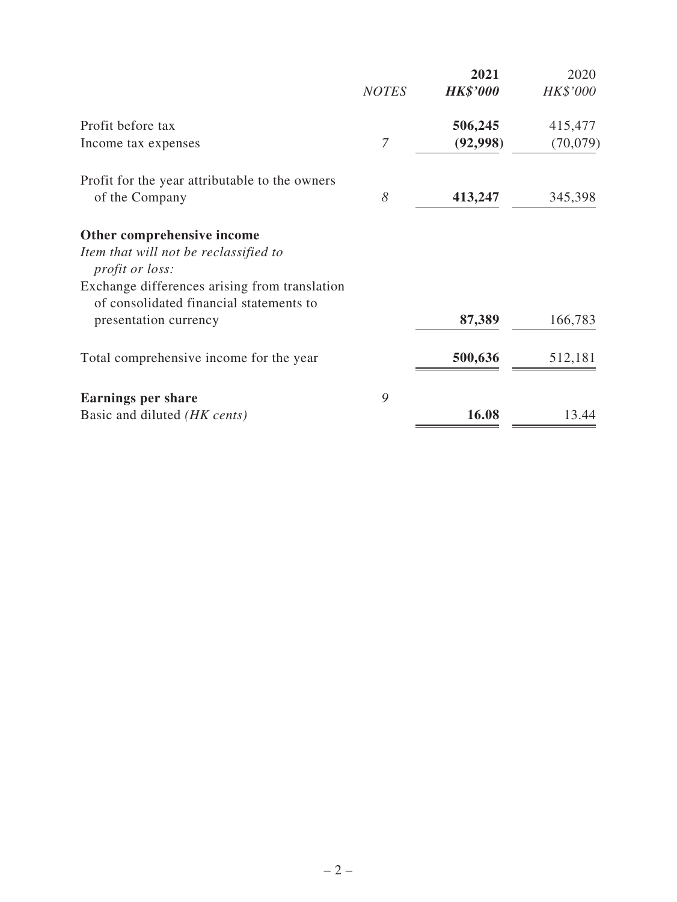| | NOTES | 2021<br>HK$'000 | 2020<br>HK$'000 |
|---|---|---|---|
| Profit before tax | | **506,245** | 415,477 |
| Income tax expenses | 7 | **(92,998)** | (70,079) |
| Profit for the year attributable to the owners of the Company | 8 | **413,247** | 345,398 |
| **Other comprehensive income** | | | |
| *Item that will not be reclassified to profit or loss:* | | | |
| Exchange differences arising from translation of consolidated financial statements to presentation currency | | **87,389** | 166,783 |
| Total comprehensive income for the year | | **500,636** | 512,181 |
| **Earnings per share** | 9 | | |
| Basic and diluted *(HK cents)* | | **16.08** | 13.44 |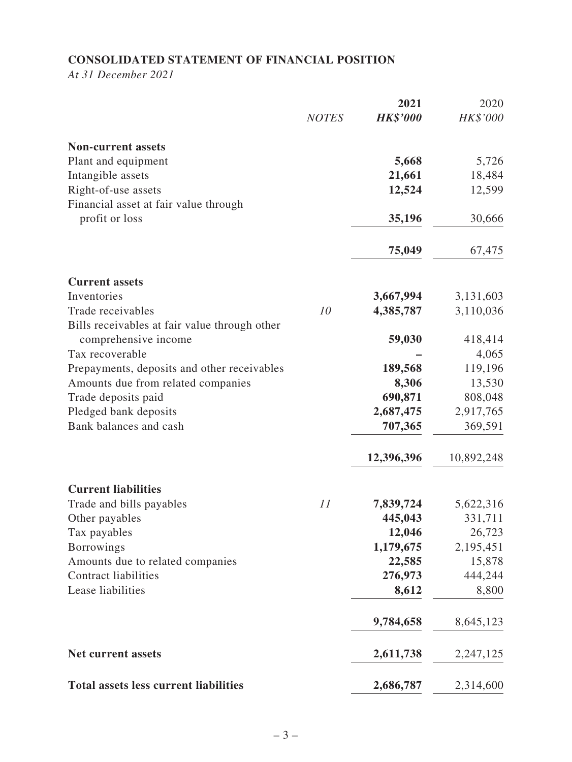## CONSOLIDATED STATEMENT OF FINANCIAL POSITION

*At 31 December 2021*

| | *NOTES* | **2021** | 2020 |
|---|---|---|---|
| | | ***HK$'000*** | *HK$'000* |
| **Non-current assets** | | | |
| Plant and equipment | | **5,668** | 5,726 |
| Intangible assets | | **21,661** | 18,484 |
| Right-of-use assets | | **12,524** | 12,599 |
| Financial asset at fair value through profit or loss | | **35,196** | 30,666 |
| | | **75,049** | 67,475 |
| **Current assets** | | | |
| Inventories | | **3,667,994** | 3,131,603 |
| Trade receivables | *10* | **4,385,787** | 3,110,036 |
| Bills receivables at fair value through other comprehensive income | | **59,030** | 418,414 |
| Tax recoverable | | **–** | 4,065 |
| Prepayments, deposits and other receivables | | **189,568** | 119,196 |
| Amounts due from related companies | | **8,306** | 13,530 |
| Trade deposits paid | | **690,871** | 808,048 |
| Pledged bank deposits | | **2,687,475** | 2,917,765 |
| Bank balances and cash | | **707,365** | 369,591 |
| | | **12,396,396** | 10,892,248 |
| **Current liabilities** | | | |
| Trade and bills payables | *11* | **7,839,724** | 5,622,316 |
| Other payables | | **445,043** | 331,711 |
| Tax payables | | **12,046** | 26,723 |
| Borrowings | | **1,179,675** | 2,195,451 |
| Amounts due to related companies | | **22,585** | 15,878 |
| Contract liabilities | | **276,973** | 444,244 |
| Lease liabilities | | **8,612** | 8,800 |
| | | **9,784,658** | 8,645,123 |
| **Net current assets** | | **2,611,738** | 2,247,125 |
| **Total assets less current liabilities** | | **2,686,787** | 2,314,600 |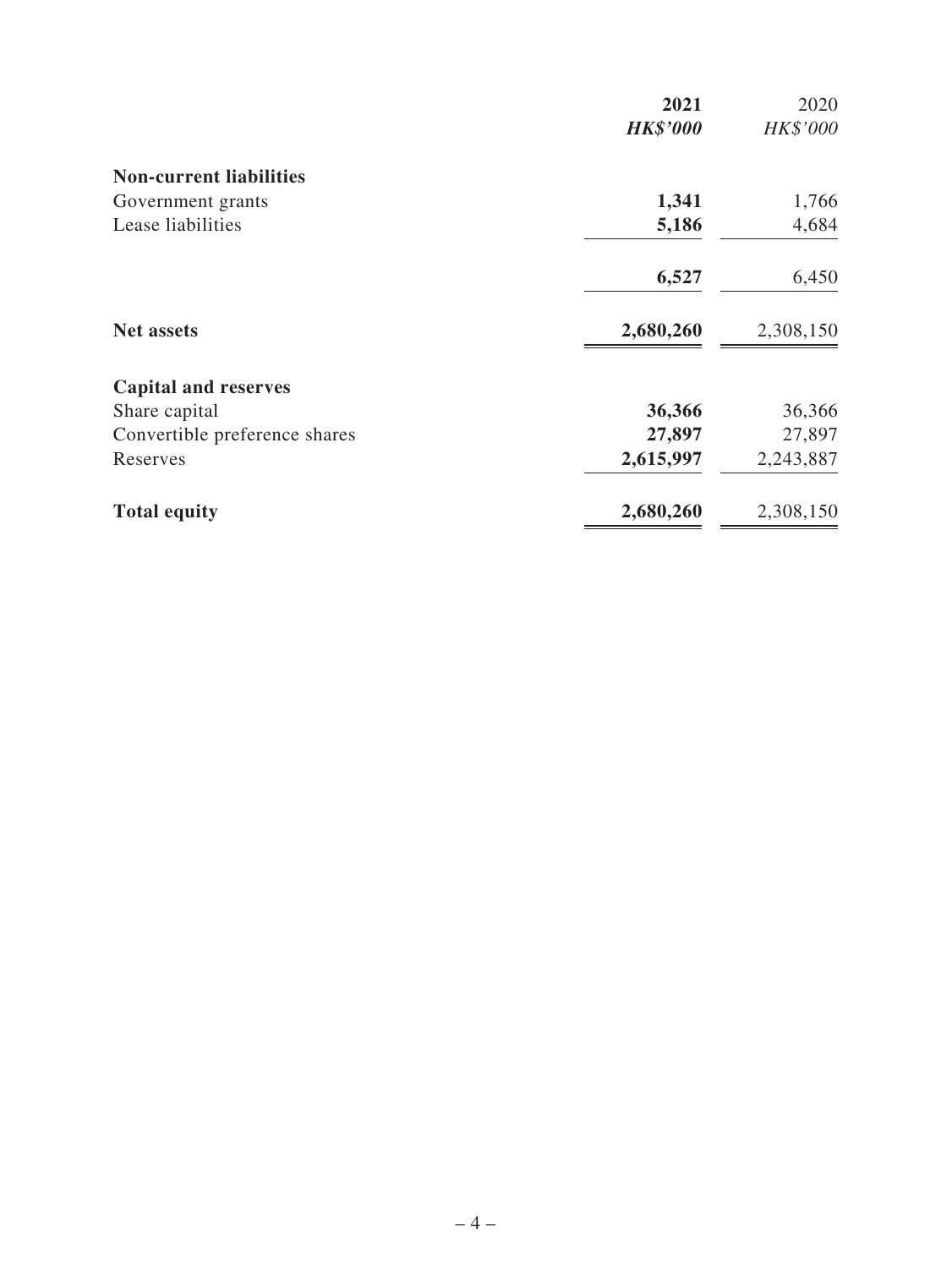| | 2021 | 2020 |
|---|---|---|
| | ***HK$'000*** | *HK$'000* |
| **Non-current liabilities** | | |
| Government grants | **1,341** | 1,766 |
| Lease liabilities | **5,186** | 4,684 |
| | **6,527** | 6,450 |
| **Net assets** | **2,680,260** | 2,308,150 |
| **Capital and reserves** | | |
| Share capital | **36,366** | 36,366 |
| Convertible preference shares | **27,897** | 27,897 |
| Reserves | **2,615,997** | 2,243,887 |
| **Total equity** | **2,680,260** | 2,308,150 |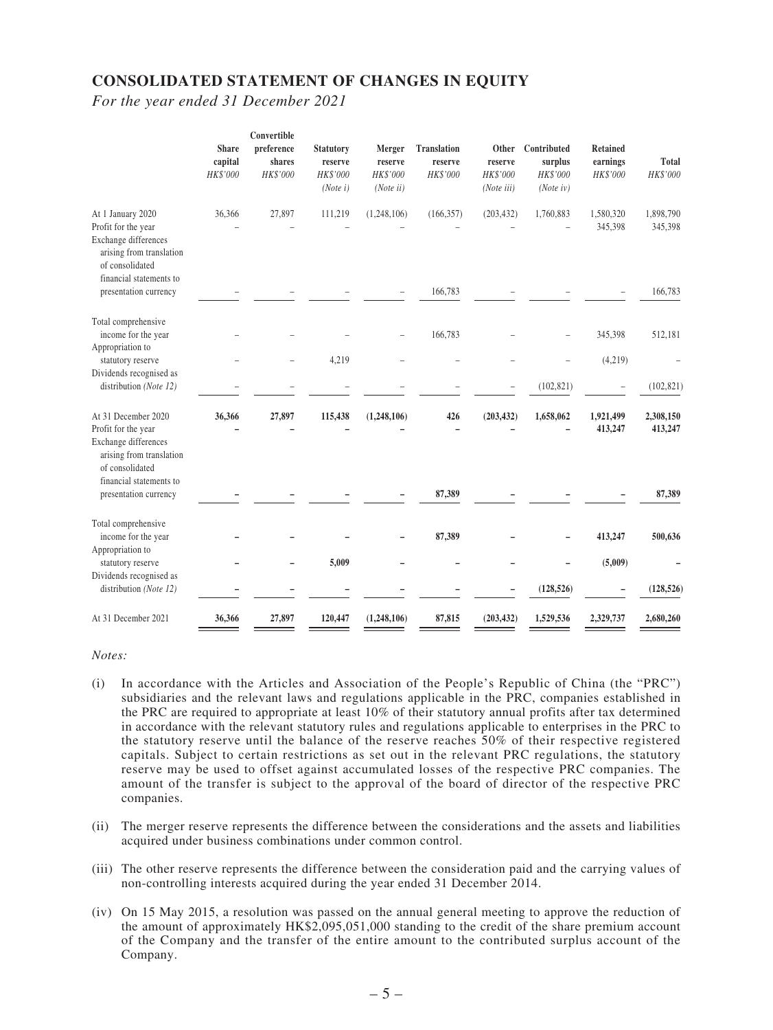## CONSOLIDATED STATEMENT OF CHANGES IN EQUITY

*For the year ended 31 December 2021*

| | Share capital | Convertible preference shares | Statutory reserve | Merger reserve | Translation reserve | Other reserve | Contributed surplus | Retained earnings | Total |
|---|---|---|---|---|---|---|---|---|---|
| | *HK$'000* | *HK$'000* | *HK$'000* | *HK$'000* | *HK$'000* | *HK$'000* | *HK$'000* | *HK$'000* | *HK$'000* |
| | | | *(Note i)* | *(Note ii)* | | *(Note iii)* | *(Note iv)* | | |
| At 1 January 2020 | 36,366 | 27,897 | 111,219 | (1,248,106) | (166,357) | (203,432) | 1,760,883 | 1,580,320 | 1,898,790 |
| Profit for the year | – | – | – | – | – | – | – | 345,398 | 345,398 |
| Exchange differences arising from translation of consolidated financial statements to presentation currency | – | – | – | – | 166,783 | – | – | – | 166,783 |
| Total comprehensive income for the year | – | – | – | – | 166,783 | – | – | 345,398 | 512,181 |
| Appropriation to statutory reserve | – | – | 4,219 | – | – | – | – | (4,219) | – |
| Dividends recognised as distribution *(Note 12)* | – | – | – | – | – | – | (102,821) | – | (102,821) |
| **At 31 December 2020** | **36,366** | **27,897** | **115,438** | **(1,248,106)** | **426** | **(203,432)** | **1,658,062** | **1,921,499** | **2,308,150** |
| **Profit for the year** | **–** | **–** | **–** | **–** | **–** | **–** | **–** | **413,247** | **413,247** |
| **Exchange differences arising from translation of consolidated financial statements to presentation currency** | **–** | **–** | **–** | **–** | **87,389** | **–** | **–** | **–** | **87,389** |
| **Total comprehensive income for the year** | **–** | **–** | **–** | **–** | **87,389** | **–** | **–** | **413,247** | **500,636** |
| **Appropriation to statutory reserve** | **–** | **–** | **5,009** | **–** | **–** | **–** | **–** | **(5,009)** | **–** |
| **Dividends recognised as distribution *(Note 12)*** | **–** | **–** | **–** | **–** | **–** | **–** | **(128,526)** | **–** | **(128,526)** |
| **At 31 December 2021** | **36,366** | **27,897** | **120,447** | **(1,248,106)** | **87,815** | **(203,432)** | **1,529,536** | **2,329,737** | **2,680,260** |

*Notes:*

(i) In accordance with the Articles and Association of the People's Republic of China (the "PRC") subsidiaries and the relevant laws and regulations applicable in the PRC, companies established in the PRC are required to appropriate at least 10% of their statutory annual profits after tax determined in accordance with the relevant statutory rules and regulations applicable to enterprises in the PRC to the statutory reserve until the balance of the reserve reaches 50% of their respective registered capitals. Subject to certain restrictions as set out in the relevant PRC regulations, the statutory reserve may be used to offset against accumulated losses of the respective PRC companies. The amount of the transfer is subject to the approval of the board of director of the respective PRC companies.

(ii) The merger reserve represents the difference between the considerations and the assets and liabilities acquired under business combinations under common control.

(iii) The other reserve represents the difference between the consideration paid and the carrying values of non-controlling interests acquired during the year ended 31 December 2014.

(iv) On 15 May 2015, a resolution was passed on the annual general meeting to approve the reduction of the amount of approximately HK$2,095,051,000 standing to the credit of the share premium account of the Company and the transfer of the entire amount to the contributed surplus account of the Company.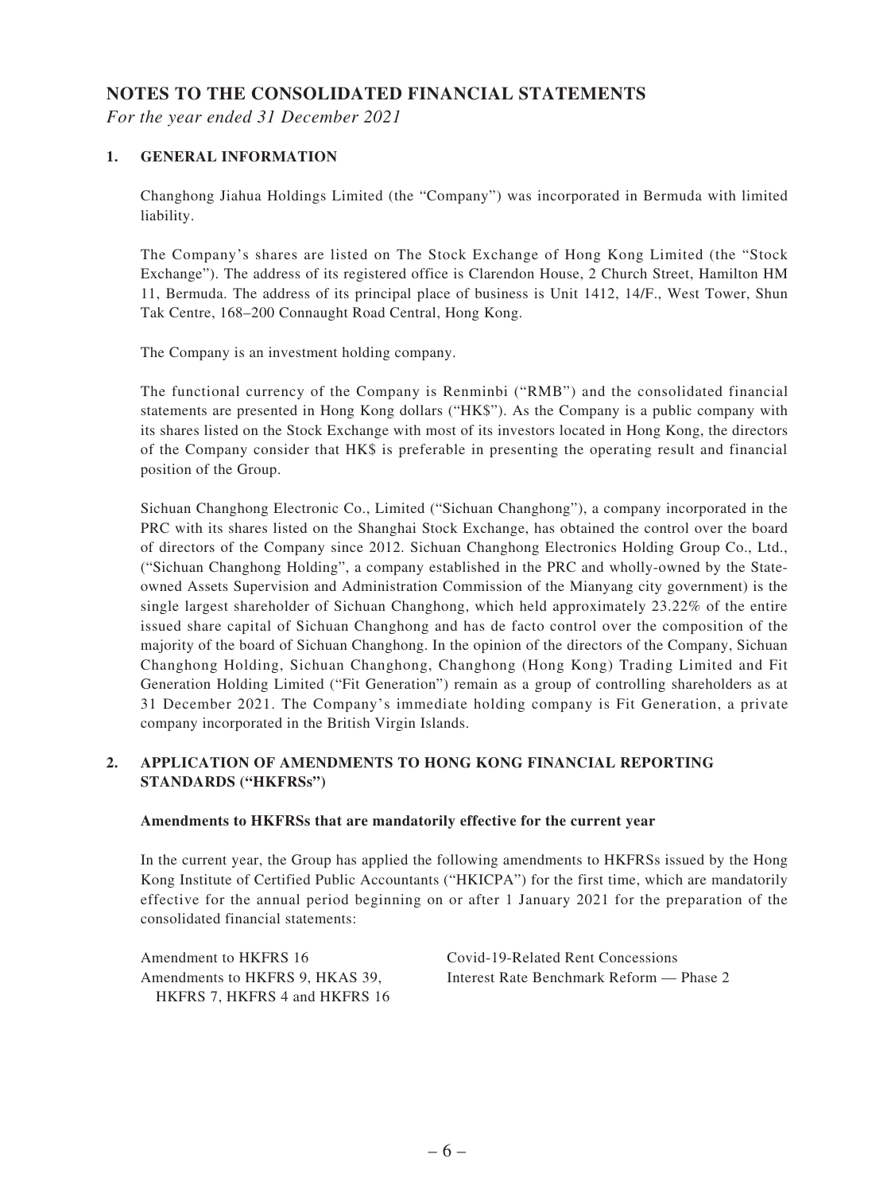# NOTES TO THE CONSOLIDATED FINANCIAL STATEMENTS

*For the year ended 31 December 2021*

## 1. GENERAL INFORMATION

Changhong Jiahua Holdings Limited (the "Company") was incorporated in Bermuda with limited liability.

The Company's shares are listed on The Stock Exchange of Hong Kong Limited (the "Stock Exchange"). The address of its registered office is Clarendon House, 2 Church Street, Hamilton HM 11, Bermuda. The address of its principal place of business is Unit 1412, 14/F., West Tower, Shun Tak Centre, 168–200 Connaught Road Central, Hong Kong.

The Company is an investment holding company.

The functional currency of the Company is Renminbi ("RMB") and the consolidated financial statements are presented in Hong Kong dollars ("HK$"). As the Company is a public company with its shares listed on the Stock Exchange with most of its investors located in Hong Kong, the directors of the Company consider that HK$ is preferable in presenting the operating result and financial position of the Group.

Sichuan Changhong Electronic Co., Limited ("Sichuan Changhong"), a company incorporated in the PRC with its shares listed on the Shanghai Stock Exchange, has obtained the control over the board of directors of the Company since 2012. Sichuan Changhong Electronics Holding Group Co., Ltd., ("Sichuan Changhong Holding", a company established in the PRC and wholly-owned by the State-owned Assets Supervision and Administration Commission of the Mianyang city government) is the single largest shareholder of Sichuan Changhong, which held approximately 23.22% of the entire issued share capital of Sichuan Changhong and has de facto control over the composition of the majority of the board of Sichuan Changhong. In the opinion of the directors of the Company, Sichuan Changhong Holding, Sichuan Changhong, Changhong (Hong Kong) Trading Limited and Fit Generation Holding Limited ("Fit Generation") remain as a group of controlling shareholders as at 31 December 2021. The Company's immediate holding company is Fit Generation, a private company incorporated in the British Virgin Islands.

## 2. APPLICATION OF AMENDMENTS TO HONG KONG FINANCIAL REPORTING STANDARDS ("HKFRSs")

### Amendments to HKFRSs that are mandatorily effective for the current year

In the current year, the Group has applied the following amendments to HKFRSs issued by the Hong Kong Institute of Certified Public Accountants ("HKICPA") for the first time, which are mandatorily effective for the annual period beginning on or after 1 January 2021 for the preparation of the consolidated financial statements:

| | |
|---|---|
| Amendment to HKFRS 16 | Covid-19-Related Rent Concessions |
| Amendments to HKFRS 9, HKAS 39, HKFRS 7, HKFRS 4 and HKFRS 16 | Interest Rate Benchmark Reform — Phase 2 |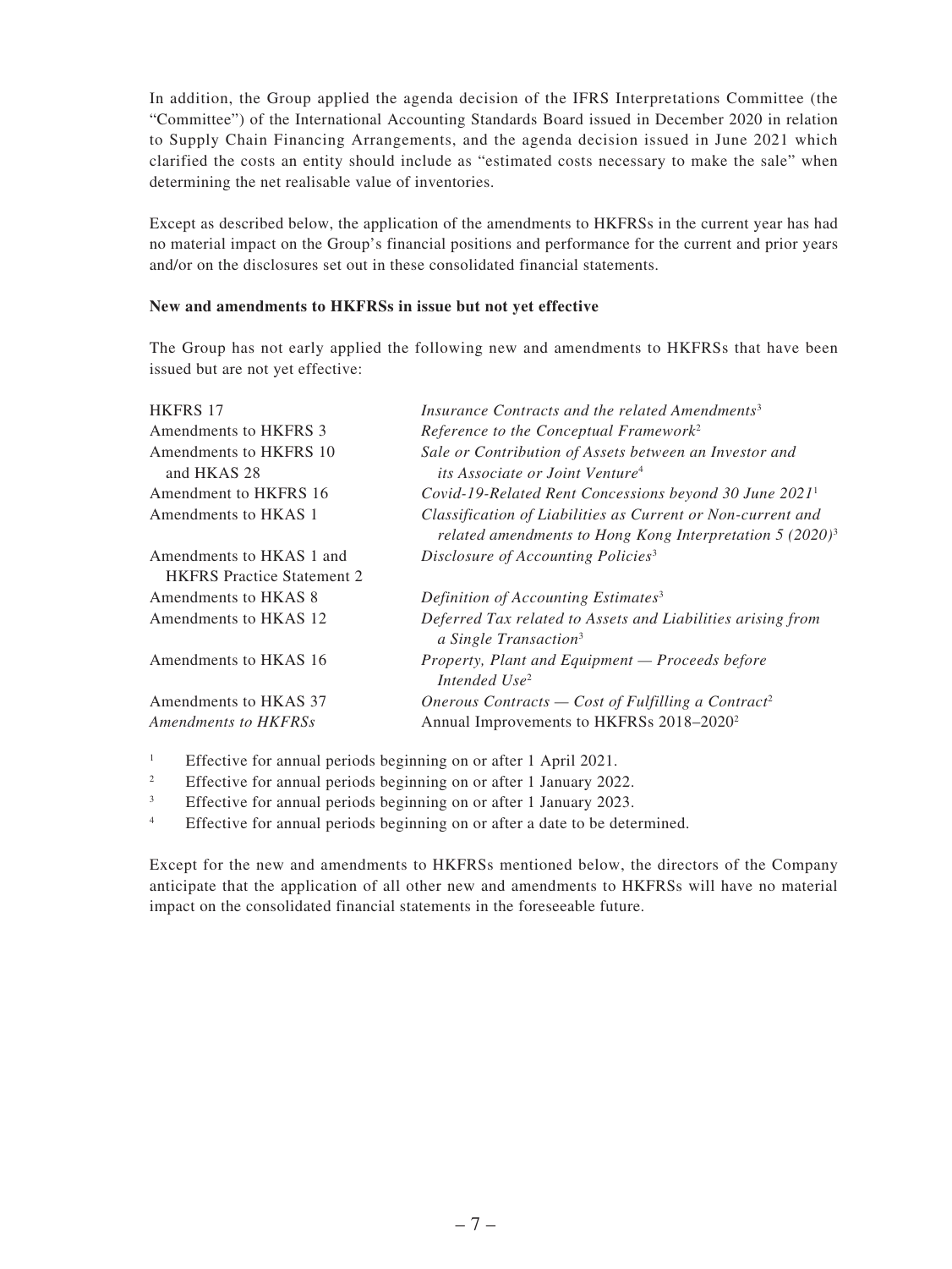In addition, the Group applied the agenda decision of the IFRS Interpretations Committee (the "Committee") of the International Accounting Standards Board issued in December 2020 in relation to Supply Chain Financing Arrangements, and the agenda decision issued in June 2021 which clarified the costs an entity should include as "estimated costs necessary to make the sale" when determining the net realisable value of inventories.

Except as described below, the application of the amendments to HKFRSs in the current year has had no material impact on the Group's financial positions and performance for the current and prior years and/or on the disclosures set out in these consolidated financial statements.

**New and amendments to HKFRSs in issue but not yet effective**

The Group has not early applied the following new and amendments to HKFRSs that have been issued but are not yet effective:

| | |
|---|---|
| HKFRS 17 | *Insurance Contracts and the related Amendments*[3] |
| Amendments to HKFRS 3 | *Reference to the Conceptual Framework*[2] |
| Amendments to HKFRS 10 and HKAS 28 | *Sale or Contribution of Assets between an Investor and its Associate or Joint Venture*[4] |
| Amendment to HKFRS 16 | *Covid-19-Related Rent Concessions beyond 30 June 2021*[1] |
| Amendments to HKAS 1 | *Classification of Liabilities as Current or Non-current and related amendments to Hong Kong Interpretation 5 (2020)*[3] |
| Amendments to HKAS 1 and HKFRS Practice Statement 2 | *Disclosure of Accounting Policies*[3] |
| Amendments to HKAS 8 | *Definition of Accounting Estimates*[3] |
| Amendments to HKAS 12 | *Deferred Tax related to Assets and Liabilities arising from a Single Transaction*[3] |
| Amendments to HKAS 16 | *Property, Plant and Equipment — Proceeds before Intended Use*[2] |
| Amendments to HKAS 37 | *Onerous Contracts — Cost of Fulfilling a Contract*[2] |
| *Amendments to HKFRSs* | Annual Improvements to HKFRSs 2018–2020[2] |

[1] Effective for annual periods beginning on or after 1 April 2021.

[2] Effective for annual periods beginning on or after 1 January 2022.

[3] Effective for annual periods beginning on or after 1 January 2023.

[4] Effective for annual periods beginning on or after a date to be determined.

Except for the new and amendments to HKFRSs mentioned below, the directors of the Company anticipate that the application of all other new and amendments to HKFRSs will have no material impact on the consolidated financial statements in the foreseeable future.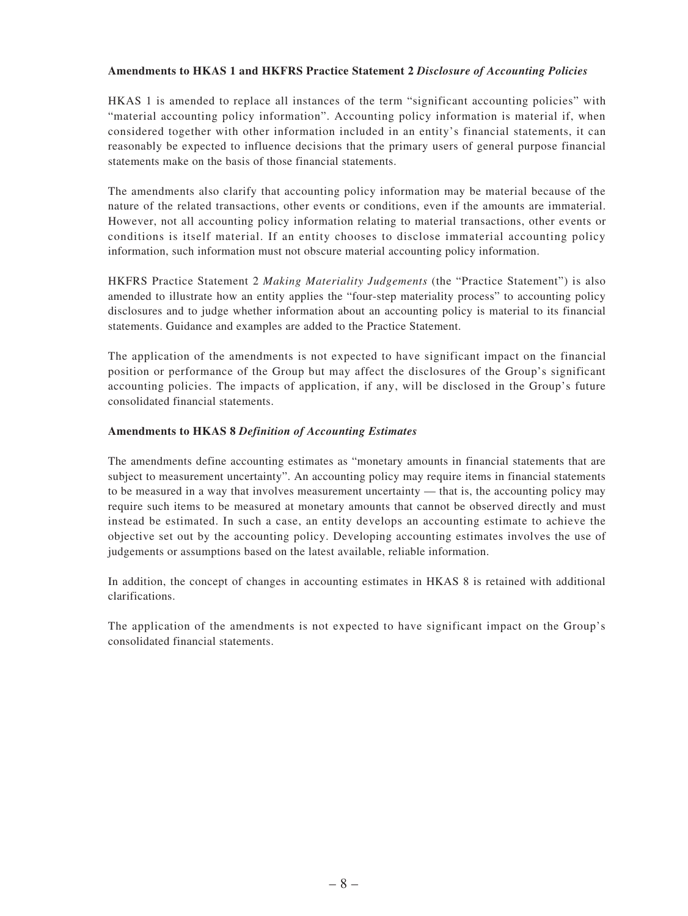**Amendments to HKAS 1 and HKFRS Practice Statement 2 *Disclosure of Accounting Policies***

HKAS 1 is amended to replace all instances of the term "significant accounting policies" with "material accounting policy information". Accounting policy information is material if, when considered together with other information included in an entity's financial statements, it can reasonably be expected to influence decisions that the primary users of general purpose financial statements make on the basis of those financial statements.

The amendments also clarify that accounting policy information may be material because of the nature of the related transactions, other events or conditions, even if the amounts are immaterial. However, not all accounting policy information relating to material transactions, other events or conditions is itself material. If an entity chooses to disclose immaterial accounting policy information, such information must not obscure material accounting policy information.

HKFRS Practice Statement 2 *Making Materiality Judgements* (the "Practice Statement") is also amended to illustrate how an entity applies the "four-step materiality process" to accounting policy disclosures and to judge whether information about an accounting policy is material to its financial statements. Guidance and examples are added to the Practice Statement.

The application of the amendments is not expected to have significant impact on the financial position or performance of the Group but may affect the disclosures of the Group's significant accounting policies. The impacts of application, if any, will be disclosed in the Group's future consolidated financial statements.

**Amendments to HKAS 8 *Definition of Accounting Estimates***

The amendments define accounting estimates as "monetary amounts in financial statements that are subject to measurement uncertainty". An accounting policy may require items in financial statements to be measured in a way that involves measurement uncertainty — that is, the accounting policy may require such items to be measured at monetary amounts that cannot be observed directly and must instead be estimated. In such a case, an entity develops an accounting estimate to achieve the objective set out by the accounting policy. Developing accounting estimates involves the use of judgements or assumptions based on the latest available, reliable information.

In addition, the concept of changes in accounting estimates in HKAS 8 is retained with additional clarifications.

The application of the amendments is not expected to have significant impact on the Group's consolidated financial statements.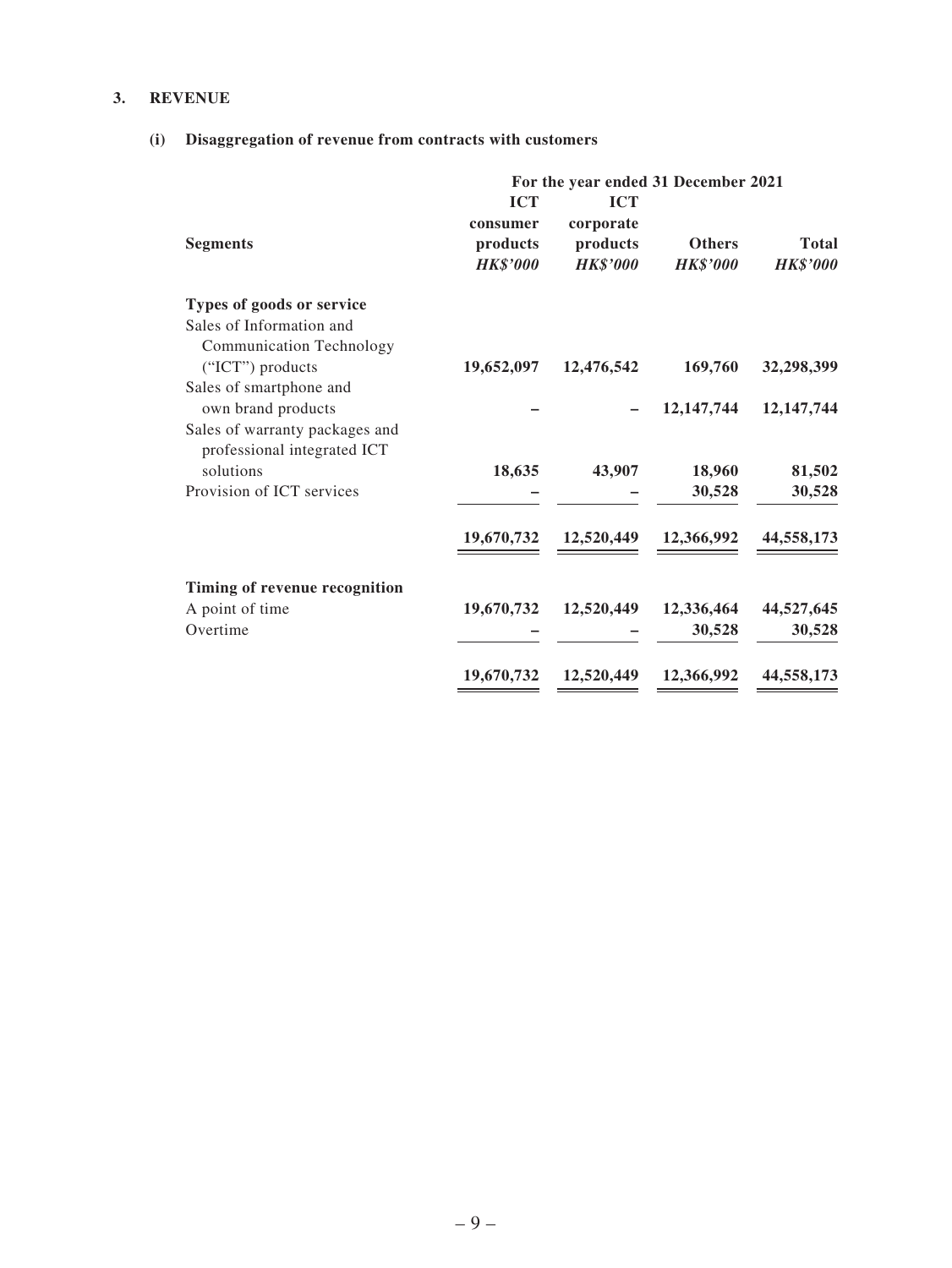## 3. REVENUE

### (i) Disaggregation of revenue from contracts with customers

| | For the year ended 31 December 2021 | | | |
|---|---|---|---|---|
| **Segments** | **ICT consumer products** *HK$'000* | **ICT corporate products** *HK$'000* | **Others** *HK$'000* | **Total** *HK$'000* |
| **Types of goods or service** | | | | |
| Sales of Information and Communication Technology ("ICT") products | **19,652,097** | **12,476,542** | **169,760** | **32,298,399** |
| Sales of smartphone and own brand products | **–** | **–** | **12,147,744** | **12,147,744** |
| Sales of warranty packages and professional integrated ICT solutions | **18,635** | **43,907** | **18,960** | **81,502** |
| Provision of ICT services | **–** | **–** | **30,528** | **30,528** |
| | **19,670,732** | **12,520,449** | **12,366,992** | **44,558,173** |
| **Timing of revenue recognition** | | | | |
| A point of time | **19,670,732** | **12,520,449** | **12,336,464** | **44,527,645** |
| Overtime | **–** | **–** | **30,528** | **30,528** |
| | **19,670,732** | **12,520,449** | **12,366,992** | **44,558,173** |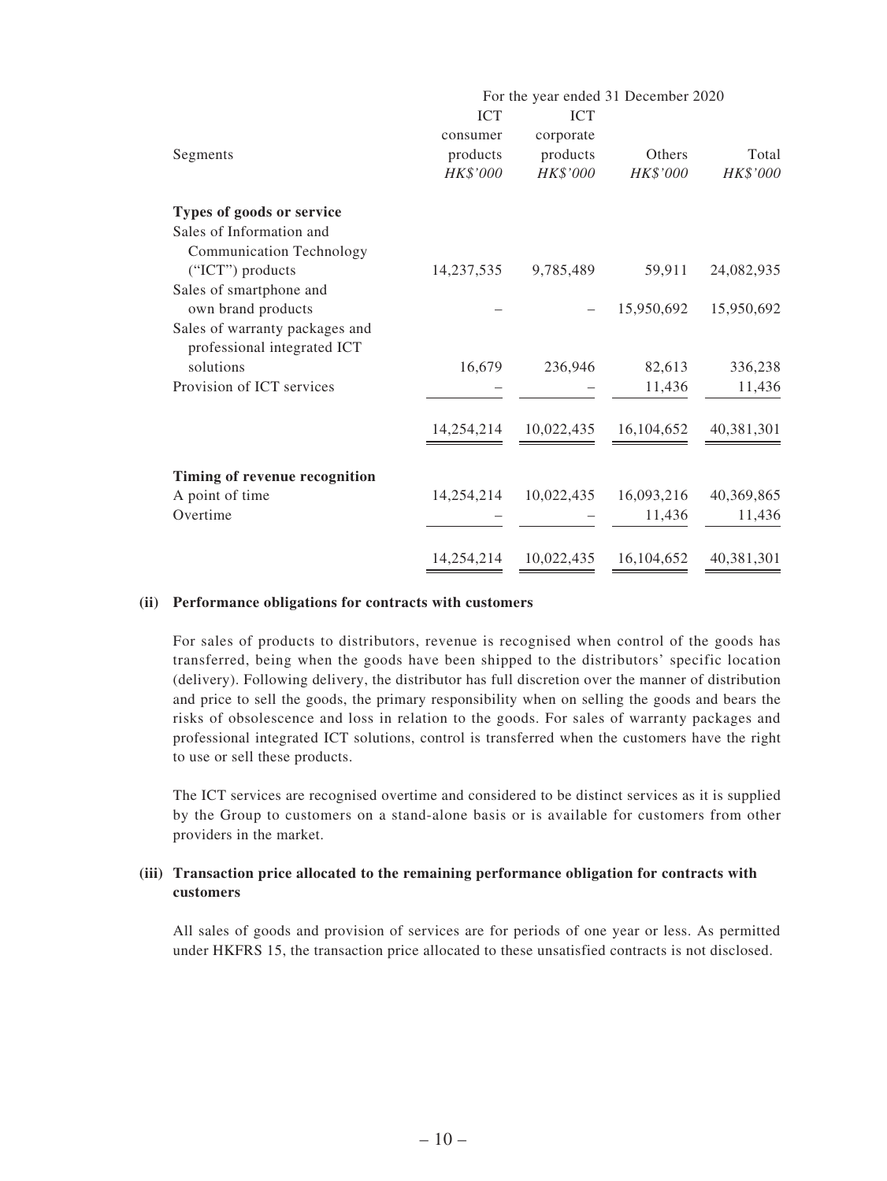| Segments | For the year ended 31 December 2020 | | | |
|---|---|---|---|---|
| | ICT consumer products *HK$'000* | ICT corporate products *HK$'000* | Others *HK$'000* | Total *HK$'000* |
| **Types of goods or service** | | | | |
| Sales of Information and Communication Technology ("ICT") products | 14,237,535 | 9,785,489 | 59,911 | 24,082,935 |
| Sales of smartphone and own brand products | – | – | 15,950,692 | 15,950,692 |
| Sales of warranty packages and professional integrated ICT solutions | 16,679 | 236,946 | 82,613 | 336,238 |
| Provision of ICT services | – | – | 11,436 | 11,436 |
| | 14,254,214 | 10,022,435 | 16,104,652 | 40,381,301 |
| **Timing of revenue recognition** | | | | |
| A point of time | 14,254,214 | 10,022,435 | 16,093,216 | 40,369,865 |
| Overtime | – | – | 11,436 | 11,436 |
| | 14,254,214 | 10,022,435 | 16,104,652 | 40,381,301 |

**(ii) Performance obligations for contracts with customers**

For sales of products to distributors, revenue is recognised when control of the goods has transferred, being when the goods have been shipped to the distributors' specific location (delivery). Following delivery, the distributor has full discretion over the manner of distribution and price to sell the goods, the primary responsibility when on selling the goods and bears the risks of obsolescence and loss in relation to the goods. For sales of warranty packages and professional integrated ICT solutions, control is transferred when the customers have the right to use or sell these products.

The ICT services are recognised overtime and considered to be distinct services as it is supplied by the Group to customers on a stand-alone basis or is available for customers from other providers in the market.

**(iii) Transaction price allocated to the remaining performance obligation for contracts with customers**

All sales of goods and provision of services are for periods of one year or less. As permitted under HKFRS 15, the transaction price allocated to these unsatisfied contracts is not disclosed.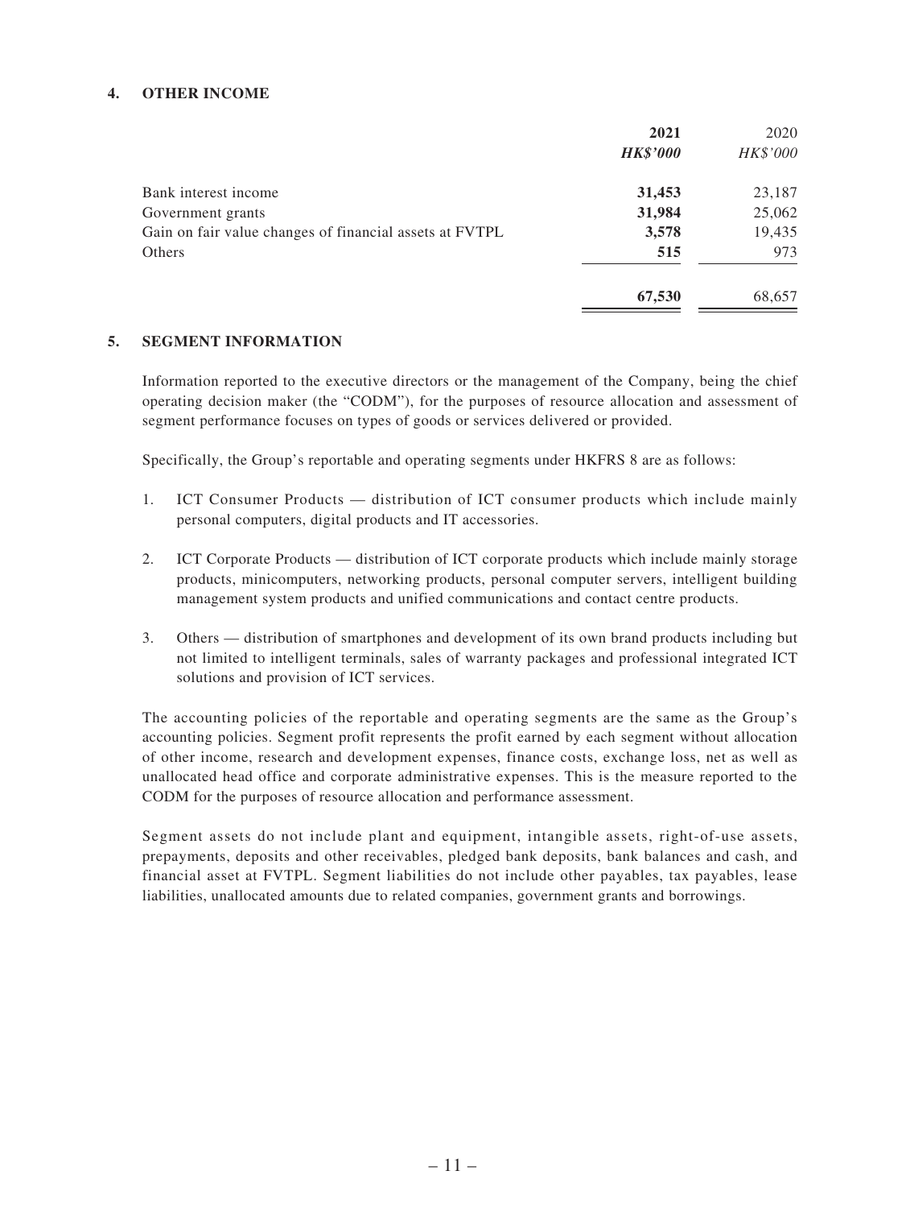## 4. OTHER INCOME

| | **2021** | 2020 |
|---|---|---|
| | ***HK$'000*** | *HK$'000* |
| Bank interest income | **31,453** | 23,187 |
| Government grants | **31,984** | 25,062 |
| Gain on fair value changes of financial assets at FVTPL | **3,578** | 19,435 |
| Others | **515** | 973 |
| | **67,530** | 68,657 |

## 5. SEGMENT INFORMATION

Information reported to the executive directors or the management of the Company, being the chief operating decision maker (the "CODM"), for the purposes of resource allocation and assessment of segment performance focuses on types of goods or services delivered or provided.

Specifically, the Group's reportable and operating segments under HKFRS 8 are as follows:

1. ICT Consumer Products — distribution of ICT consumer products which include mainly personal computers, digital products and IT accessories.
2. ICT Corporate Products — distribution of ICT corporate products which include mainly storage products, minicomputers, networking products, personal computer servers, intelligent building management system products and unified communications and contact centre products.
3. Others — distribution of smartphones and development of its own brand products including but not limited to intelligent terminals, sales of warranty packages and professional integrated ICT solutions and provision of ICT services.

The accounting policies of the reportable and operating segments are the same as the Group's accounting policies. Segment profit represents the profit earned by each segment without allocation of other income, research and development expenses, finance costs, exchange loss, net as well as unallocated head office and corporate administrative expenses. This is the measure reported to the CODM for the purposes of resource allocation and performance assessment.

Segment assets do not include plant and equipment, intangible assets, right-of-use assets, prepayments, deposits and other receivables, pledged bank deposits, bank balances and cash, and financial asset at FVTPL. Segment liabilities do not include other payables, tax payables, lease liabilities, unallocated amounts due to related companies, government grants and borrowings.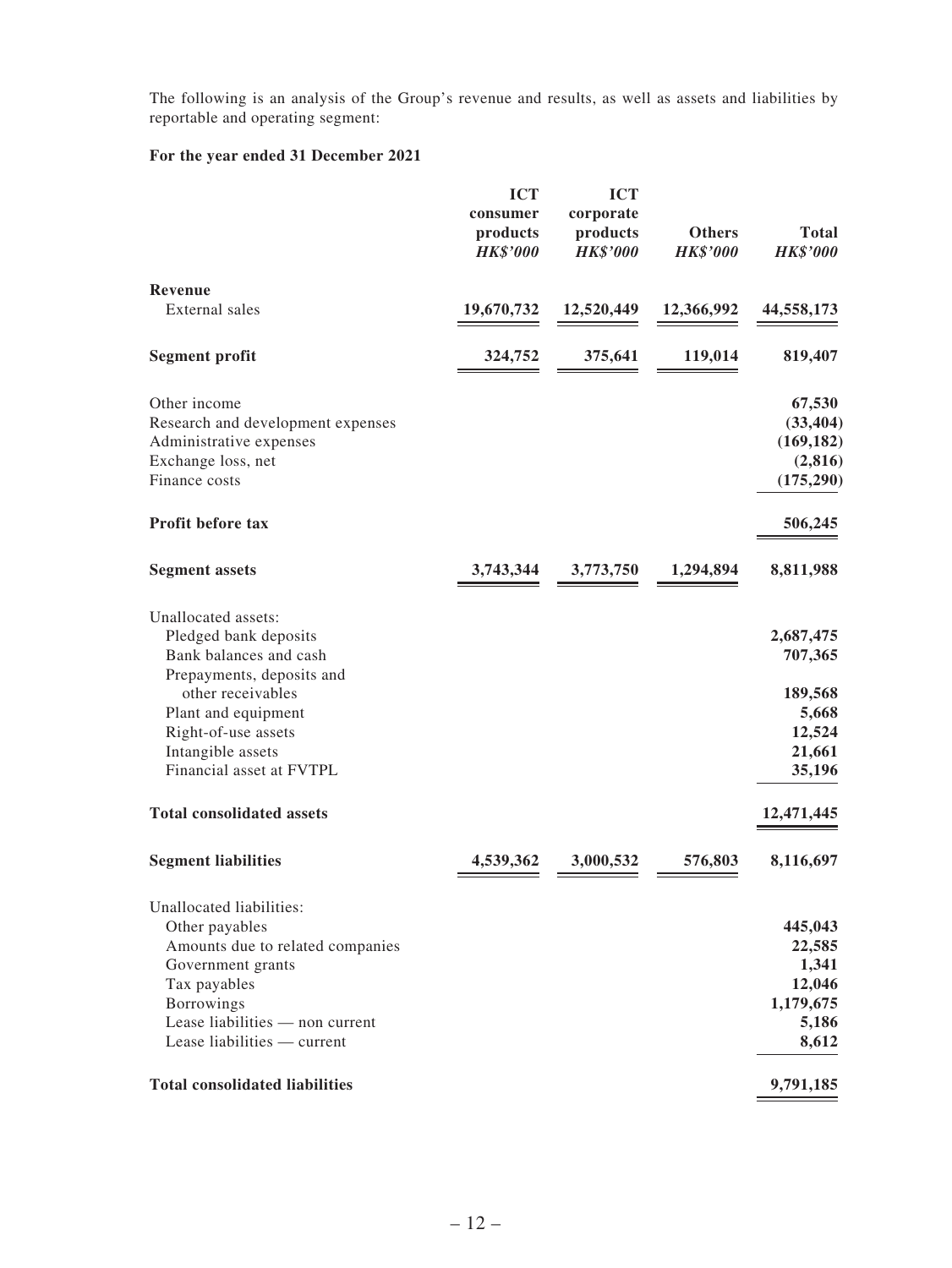The following is an analysis of the Group's revenue and results, as well as assets and liabilities by reportable and operating segment:

**For the year ended 31 December 2021**

| | ICT consumer products *HK$'000* | ICT corporate products *HK$'000* | Others *HK$'000* | Total *HK$'000* |
|---|---|---|---|---|
| **Revenue** | | | | |
| External sales | 19,670,732 | 12,520,449 | 12,366,992 | 44,558,173 |
| **Segment profit** | 324,752 | 375,641 | 119,014 | 819,407 |
| Other income | | | | 67,530 |
| Research and development expenses | | | | (33,404) |
| Administrative expenses | | | | (169,182) |
| Exchange loss, net | | | | (2,816) |
| Finance costs | | | | (175,290) |
| **Profit before tax** | | | | 506,245 |
| **Segment assets** | 3,743,344 | 3,773,750 | 1,294,894 | 8,811,988 |
| Unallocated assets: | | | | |
| Pledged bank deposits | | | | 2,687,475 |
| Bank balances and cash | | | | 707,365 |
| Prepayments, deposits and other receivables | | | | 189,568 |
| Plant and equipment | | | | 5,668 |
| Right-of-use assets | | | | 12,524 |
| Intangible assets | | | | 21,661 |
| Financial asset at FVTPL | | | | 35,196 |
| **Total consolidated assets** | | | | 12,471,445 |
| **Segment liabilities** | 4,539,362 | 3,000,532 | 576,803 | 8,116,697 |
| Unallocated liabilities: | | | | |
| Other payables | | | | 445,043 |
| Amounts due to related companies | | | | 22,585 |
| Government grants | | | | 1,341 |
| Tax payables | | | | 12,046 |
| Borrowings | | | | 1,179,675 |
| Lease liabilities — non current | | | | 5,186 |
| Lease liabilities — current | | | | 8,612 |
| **Total consolidated liabilities** | | | | 9,791,185 |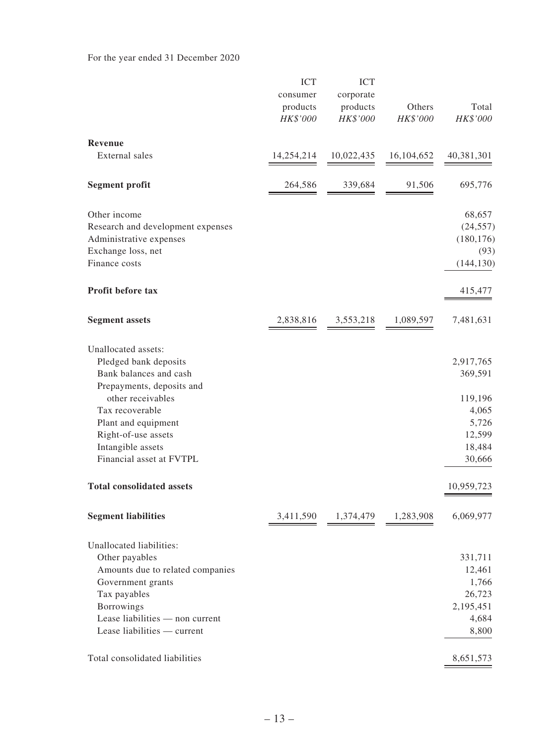For the year ended 31 December 2020

| | ICT consumer products *HK$'000* | ICT corporate products *HK$'000* | Others *HK$'000* | Total *HK$'000* |
|---|---|---|---|---|
| **Revenue** | | | | |
| External sales | 14,254,214 | 10,022,435 | 16,104,652 | 40,381,301 |
| **Segment profit** | 264,586 | 339,684 | 91,506 | 695,776 |
| Other income | | | | 68,657 |
| Research and development expenses | | | | (24,557) |
| Administrative expenses | | | | (180,176) |
| Exchange loss, net | | | | (93) |
| Finance costs | | | | (144,130) |
| **Profit before tax** | | | | 415,477 |
| **Segment assets** | 2,838,816 | 3,553,218 | 1,089,597 | 7,481,631 |
| Unallocated assets: | | | | |
| Pledged bank deposits | | | | 2,917,765 |
| Bank balances and cash | | | | 369,591 |
| Prepayments, deposits and other receivables | | | | 119,196 |
| Tax recoverable | | | | 4,065 |
| Plant and equipment | | | | 5,726 |
| Right-of-use assets | | | | 12,599 |
| Intangible assets | | | | 18,484 |
| Financial asset at FVTPL | | | | 30,666 |
| **Total consolidated assets** | | | | 10,959,723 |
| **Segment liabilities** | 3,411,590 | 1,374,479 | 1,283,908 | 6,069,977 |
| Unallocated liabilities: | | | | |
| Other payables | | | | 331,711 |
| Amounts due to related companies | | | | 12,461 |
| Government grants | | | | 1,766 |
| Tax payables | | | | 26,723 |
| Borrowings | | | | 2,195,451 |
| Lease liabilities — non current | | | | 4,684 |
| Lease liabilities — current | | | | 8,800 |
| Total consolidated liabilities | | | | 8,651,573 |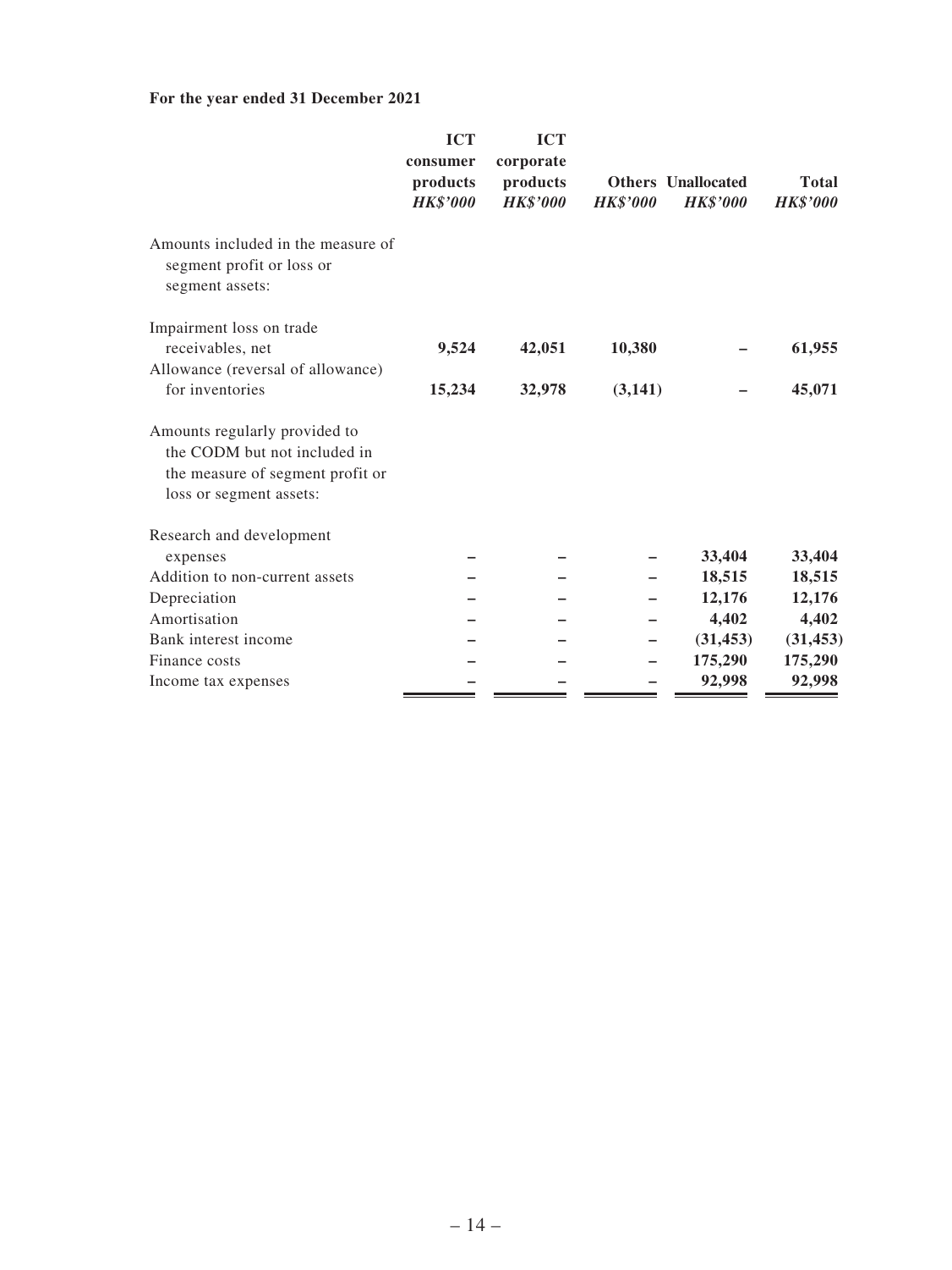**For the year ended 31 December 2021**

| | ICT consumer products *HK$'000* | ICT corporate products *HK$'000* | Others *HK$'000* | Unallocated *HK$'000* | Total *HK$'000* |
|---|---|---|---|---|---|
| Amounts included in the measure of segment profit or loss or segment assets: | | | | | |
| Impairment loss on trade receivables, net | **9,524** | **42,051** | **10,380** | **–** | **61,955** |
| Allowance (reversal of allowance) for inventories | **15,234** | **32,978** | **(3,141)** | **–** | **45,071** |
| Amounts regularly provided to the CODM but not included in the measure of segment profit or loss or segment assets: | | | | | |
| Research and development expenses | **–** | **–** | **–** | **33,404** | **33,404** |
| Addition to non-current assets | **–** | **–** | **–** | **18,515** | **18,515** |
| Depreciation | **–** | **–** | **–** | **12,176** | **12,176** |
| Amortisation | **–** | **–** | **–** | **4,402** | **4,402** |
| Bank interest income | **–** | **–** | **–** | **(31,453)** | **(31,453)** |
| Finance costs | **–** | **–** | **–** | **175,290** | **175,290** |
| Income tax expenses | **–** | **–** | **–** | **92,998** | **92,998** |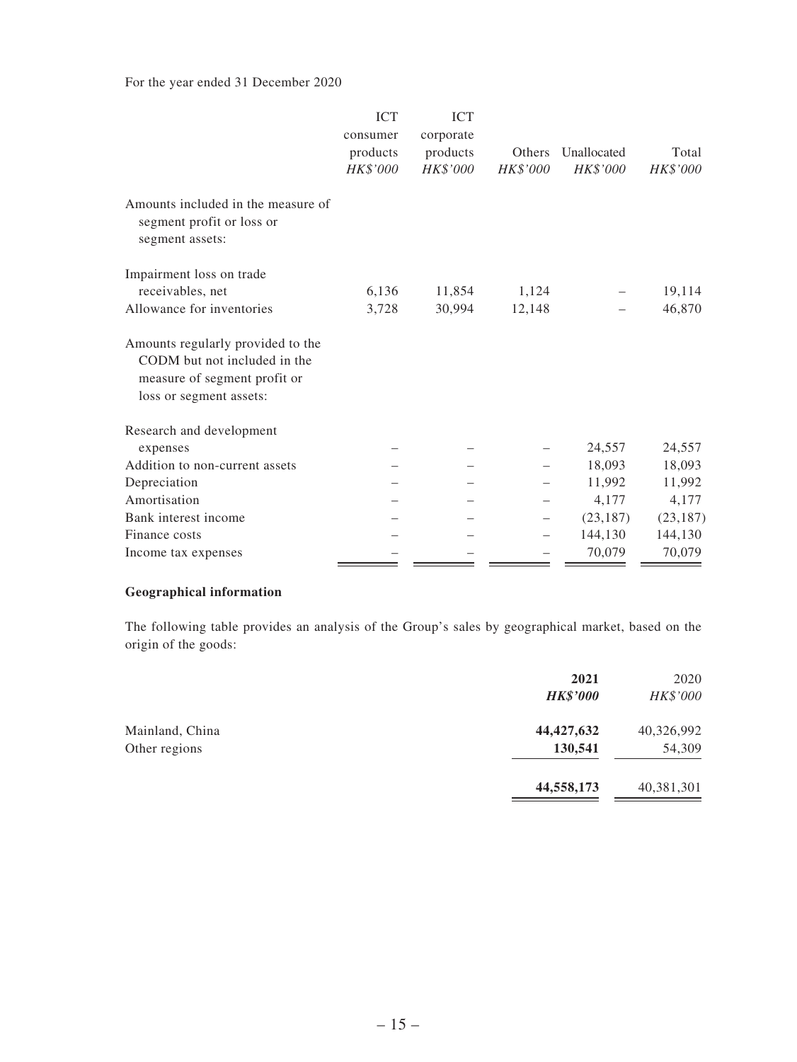For the year ended 31 December 2020

| | ICT consumer products *HK$'000* | ICT corporate products *HK$'000* | Others *HK$'000* | Unallocated *HK$'000* | Total *HK$'000* |
|---|---|---|---|---|---|
| Amounts included in the measure of segment profit or loss or segment assets: | | | | | |
| Impairment loss on trade receivables, net | 6,136 | 11,854 | 1,124 | – | 19,114 |
| Allowance for inventories | 3,728 | 30,994 | 12,148 | – | 46,870 |
| Amounts regularly provided to the CODM but not included in the measure of segment profit or loss or segment assets: | | | | | |
| Research and development expenses | – | – | – | 24,557 | 24,557 |
| Addition to non-current assets | – | – | – | 18,093 | 18,093 |
| Depreciation | – | – | – | 11,992 | 11,992 |
| Amortisation | – | – | – | 4,177 | 4,177 |
| Bank interest income | – | – | – | (23,187) | (23,187) |
| Finance costs | – | – | – | 144,130 | 144,130 |
| Income tax expenses | – | – | – | 70,079 | 70,079 |

**Geographical information**

The following table provides an analysis of the Group's sales by geographical market, based on the origin of the goods:

| | **2021** ***HK$'000*** | 2020 *HK$'000* |
|---|---|---|
| Mainland, China | **44,427,632** | 40,326,992 |
| Other regions | **130,541** | 54,309 |
| | **44,558,173** | 40,381,301 |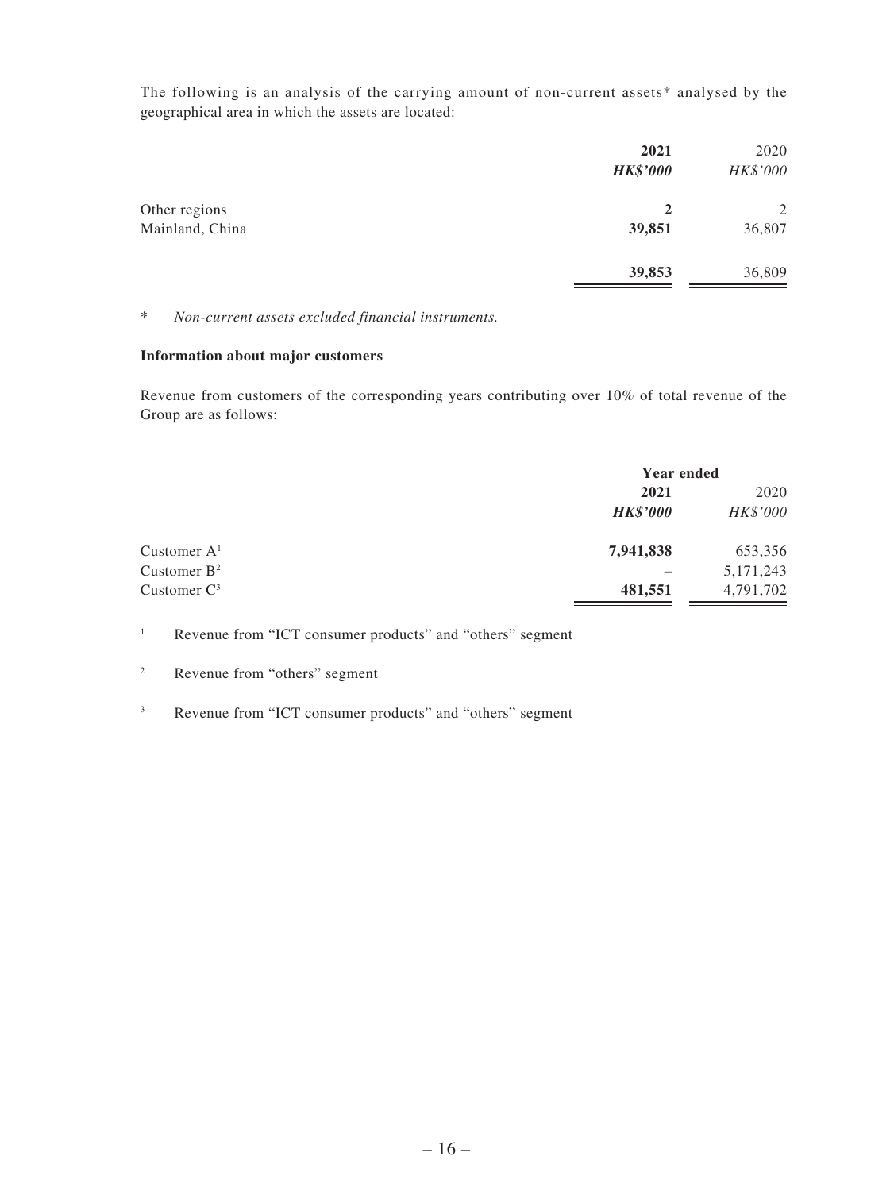The following is an analysis of the carrying amount of non-current assets* analysed by the geographical area in which the assets are located:

| | 2021 | 2020 |
|---|---|---|
| | ***HK$'000*** | *HK$'000* |
| Other regions | **2** | 2 |
| Mainland, China | **39,851** | 36,807 |
| | **39,853** | 36,809 |

\* *Non-current assets excluded financial instruments.*

**Information about major customers**

Revenue from customers of the corresponding years contributing over 10% of total revenue of the Group are as follows:

| | Year ended | |
|---|---|---|
| | **2021** | 2020 |
| | ***HK$'000*** | *HK$'000* |
| Customer A[1] | **7,941,838** | 653,356 |
| Customer B[2] | **–** | 5,171,243 |
| Customer C[3] | **481,551** | 4,791,702 |

[1] Revenue from "ICT consumer products" and "others" segment

[2] Revenue from "others" segment

[3] Revenue from "ICT consumer products" and "others" segment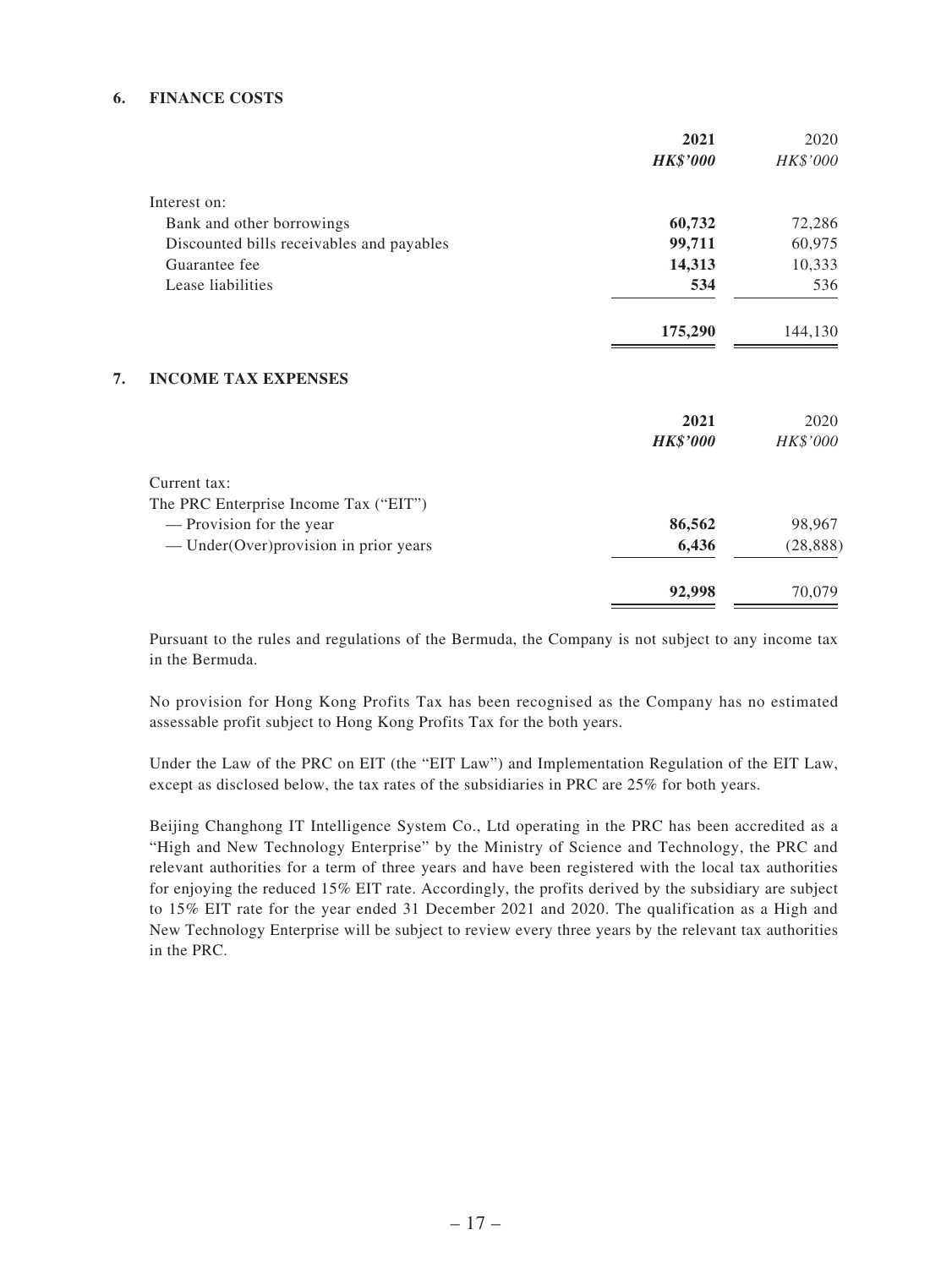## 6. FINANCE COSTS

| | 2021 | 2020 |
|---|---|---|
| | ***HK$'000*** | *HK$'000* |
| Interest on: | | |
| Bank and other borrowings | **60,732** | 72,286 |
| Discounted bills receivables and payables | **99,711** | 60,975 |
| Guarantee fee | **14,313** | 10,333 |
| Lease liabilities | **534** | 536 |
| | **175,290** | 144,130 |

## 7. INCOME TAX EXPENSES

| | 2021 | 2020 |
|---|---|---|
| | ***HK$'000*** | *HK$'000* |
| Current tax: | | |
| The PRC Enterprise Income Tax ("EIT") | | |
| — Provision for the year | **86,562** | 98,967 |
| — Under(Over)provision in prior years | **6,436** | (28,888) |
| | **92,998** | 70,079 |

Pursuant to the rules and regulations of the Bermuda, the Company is not subject to any income tax in the Bermuda.

No provision for Hong Kong Profits Tax has been recognised as the Company has no estimated assessable profit subject to Hong Kong Profits Tax for the both years.

Under the Law of the PRC on EIT (the "EIT Law") and Implementation Regulation of the EIT Law, except as disclosed below, the tax rates of the subsidiaries in PRC are 25% for both years.

Beijing Changhong IT Intelligence System Co., Ltd operating in the PRC has been accredited as a "High and New Technology Enterprise" by the Ministry of Science and Technology, the PRC and relevant authorities for a term of three years and have been registered with the local tax authorities for enjoying the reduced 15% EIT rate. Accordingly, the profits derived by the subsidiary are subject to 15% EIT rate for the year ended 31 December 2021 and 2020. The qualification as a High and New Technology Enterprise will be subject to review every three years by the relevant tax authorities in the PRC.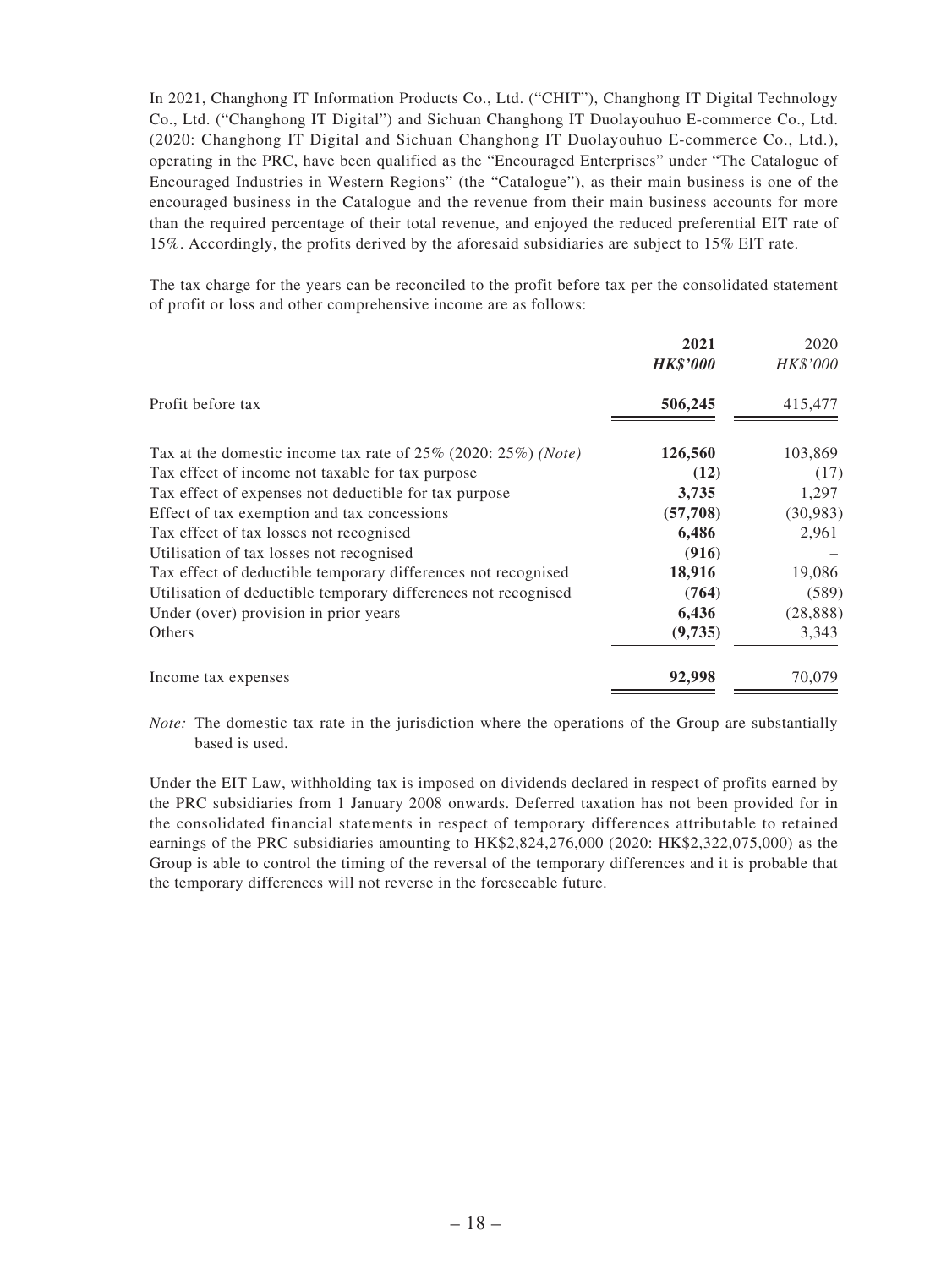In 2021, Changhong IT Information Products Co., Ltd. ("CHIT"), Changhong IT Digital Technology Co., Ltd. ("Changhong IT Digital") and Sichuan Changhong IT Duolayouhuo E-commerce Co., Ltd. (2020: Changhong IT Digital and Sichuan Changhong IT Duolayouhuo E-commerce Co., Ltd.), operating in the PRC, have been qualified as the "Encouraged Enterprises" under "The Catalogue of Encouraged Industries in Western Regions" (the "Catalogue"), as their main business is one of the encouraged business in the Catalogue and the revenue from their main business accounts for more than the required percentage of their total revenue, and enjoyed the reduced preferential EIT rate of 15%. Accordingly, the profits derived by the aforesaid subsidiaries are subject to 15% EIT rate.

The tax charge for the years can be reconciled to the profit before tax per the consolidated statement of profit or loss and other comprehensive income are as follows:

| | **2021** | 2020 |
|---|---|---|
| | ***HK$'000*** | *HK$'000* |
| Profit before tax | **506,245** | 415,477 |
| Tax at the domestic income tax rate of 25% (2020: 25%) *(Note)* | **126,560** | 103,869 |
| Tax effect of income not taxable for tax purpose | **(12)** | (17) |
| Tax effect of expenses not deductible for tax purpose | **3,735** | 1,297 |
| Effect of tax exemption and tax concessions | **(57,708)** | (30,983) |
| Tax effect of tax losses not recognised | **6,486** | 2,961 |
| Utilisation of tax losses not recognised | **(916)** | – |
| Tax effect of deductible temporary differences not recognised | **18,916** | 19,086 |
| Utilisation of deductible temporary differences not recognised | **(764)** | (589) |
| Under (over) provision in prior years | **6,436** | (28,888) |
| Others | **(9,735)** | 3,343 |
| Income tax expenses | **92,998** | 70,079 |

*Note:* The domestic tax rate in the jurisdiction where the operations of the Group are substantially based is used.

Under the EIT Law, withholding tax is imposed on dividends declared in respect of profits earned by the PRC subsidiaries from 1 January 2008 onwards. Deferred taxation has not been provided for in the consolidated financial statements in respect of temporary differences attributable to retained earnings of the PRC subsidiaries amounting to HK$2,824,276,000 (2020: HK$2,322,075,000) as the Group is able to control the timing of the reversal of the temporary differences and it is probable that the temporary differences will not reverse in the foreseeable future.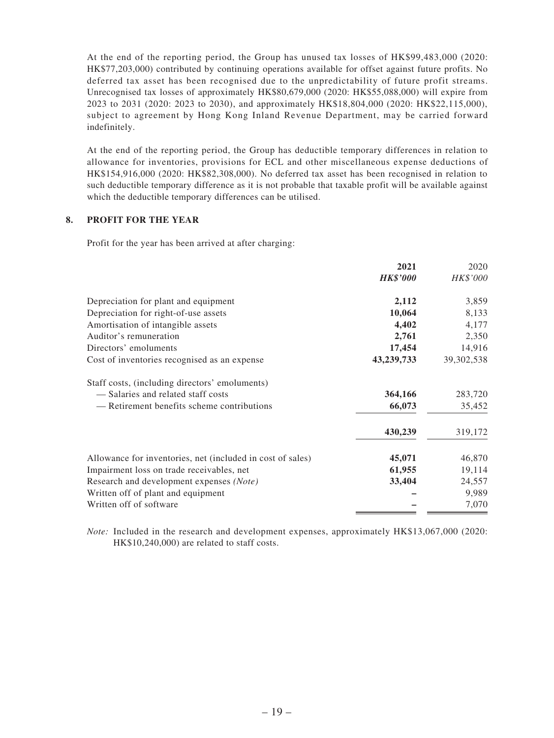At the end of the reporting period, the Group has unused tax losses of HK$99,483,000 (2020: HK$77,203,000) contributed by continuing operations available for offset against future profits. No deferred tax asset has been recognised due to the unpredictability of future profit streams. Unrecognised tax losses of approximately HK$80,679,000 (2020: HK$55,088,000) will expire from 2023 to 2031 (2020: 2023 to 2030), and approximately HK$18,804,000 (2020: HK$22,115,000), subject to agreement by Hong Kong Inland Revenue Department, may be carried forward indefinitely.

At the end of the reporting period, the Group has deductible temporary differences in relation to allowance for inventories, provisions for ECL and other miscellaneous expense deductions of HK$154,916,000 (2020: HK$82,308,000). No deferred tax asset has been recognised in relation to such deductible temporary difference as it is not probable that taxable profit will be available against which the deductible temporary differences can be utilised.

## 8. PROFIT FOR THE YEAR

Profit for the year has been arrived at after charging:

| | **2021** | 2020 |
|---|---|---|
| | ***HK$'000*** | *HK$'000* |
| Depreciation for plant and equipment | **2,112** | 3,859 |
| Depreciation for right-of-use assets | **10,064** | 8,133 |
| Amortisation of intangible assets | **4,402** | 4,177 |
| Auditor's remuneration | **2,761** | 2,350 |
| Directors' emoluments | **17,454** | 14,916 |
| Cost of inventories recognised as an expense | **43,239,733** | 39,302,538 |
| Staff costs, (including directors' emoluments) | | |
| — Salaries and related staff costs | **364,166** | 283,720 |
| — Retirement benefits scheme contributions | **66,073** | 35,452 |
| | **430,239** | 319,172 |
| Allowance for inventories, net (included in cost of sales) | **45,071** | 46,870 |
| Impairment loss on trade receivables, net | **61,955** | 19,114 |
| Research and development expenses *(Note)* | **33,404** | 24,557 |
| Written off of plant and equipment | **–** | 9,989 |
| Written off of software | **–** | 7,070 |

*Note:* Included in the research and development expenses, approximately HK$13,067,000 (2020: HK$10,240,000) are related to staff costs.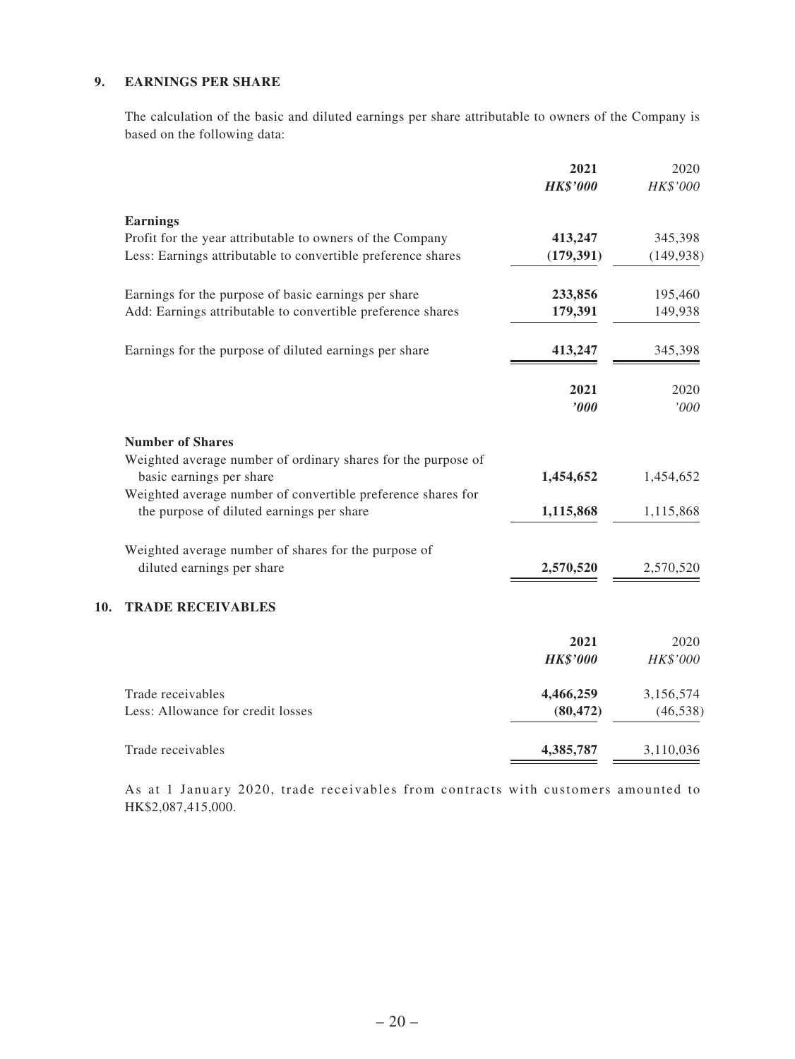## 9. EARNINGS PER SHARE

The calculation of the basic and diluted earnings per share attributable to owners of the Company is based on the following data:

| | **2021** | 2020 |
|---|---|---|
| | ***HK$'000*** | *HK$'000* |
| **Earnings** | | |
| Profit for the year attributable to owners of the Company | **413,247** | 345,398 |
| Less: Earnings attributable to convertible preference shares | **(179,391)** | (149,938) |
| Earnings for the purpose of basic earnings per share | **233,856** | 195,460 |
| Add: Earnings attributable to convertible preference shares | **179,391** | 149,938 |
| Earnings for the purpose of diluted earnings per share | **413,247** | 345,398 |

| | **2021** | 2020 |
|---|---|---|
| | ***'000*** | *'000* |
| **Number of Shares** | | |
| Weighted average number of ordinary shares for the purpose of basic earnings per share | **1,454,652** | 1,454,652 |
| Weighted average number of convertible preference shares for the purpose of diluted earnings per share | **1,115,868** | 1,115,868 |
| Weighted average number of shares for the purpose of diluted earnings per share | **2,570,520** | 2,570,520 |

## 10. TRADE RECEIVABLES

| | **2021** | 2020 |
|---|---|---|
| | ***HK$'000*** | *HK$'000* |
| Trade receivables | **4,466,259** | 3,156,574 |
| Less: Allowance for credit losses | **(80,472)** | (46,538) |
| Trade receivables | **4,385,787** | 3,110,036 |

As at 1 January 2020, trade receivables from contracts with customers amounted to HK$2,087,415,000.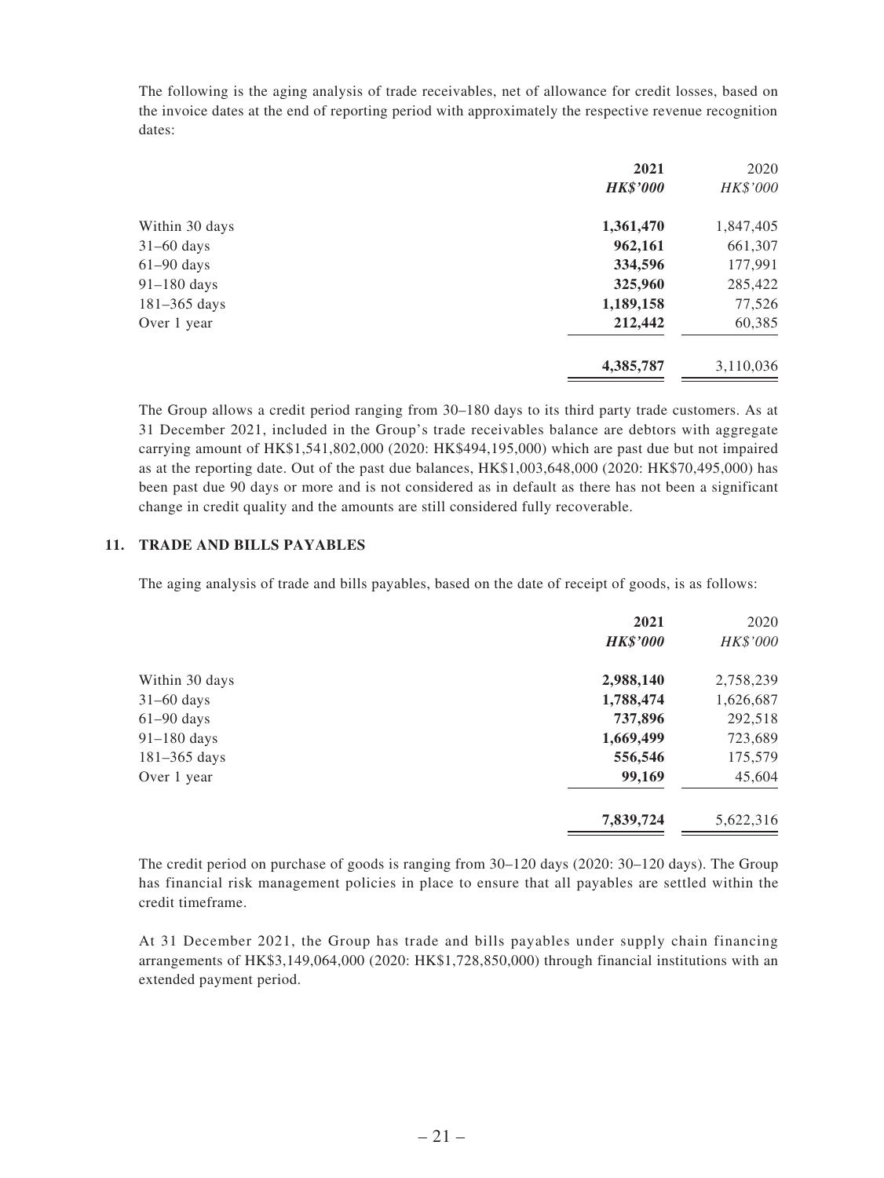The following is the aging analysis of trade receivables, net of allowance for credit losses, based on the invoice dates at the end of reporting period with approximately the respective revenue recognition dates:

| | **2021** | 2020 |
|---|---|---|
| | ***HK$'000*** | *HK$'000* |
| Within 30 days | **1,361,470** | 1,847,405 |
| 31–60 days | **962,161** | 661,307 |
| 61–90 days | **334,596** | 177,991 |
| 91–180 days | **325,960** | 285,422 |
| 181–365 days | **1,189,158** | 77,526 |
| Over 1 year | **212,442** | 60,385 |
| | **4,385,787** | 3,110,036 |

The Group allows a credit period ranging from 30–180 days to its third party trade customers. As at 31 December 2021, included in the Group's trade receivables balance are debtors with aggregate carrying amount of HK$1,541,802,000 (2020: HK$494,195,000) which are past due but not impaired as at the reporting date. Out of the past due balances, HK$1,003,648,000 (2020: HK$70,495,000) has been past due 90 days or more and is not considered as in default as there has not been a significant change in credit quality and the amounts are still considered fully recoverable.

## 11. TRADE AND BILLS PAYABLES

The aging analysis of trade and bills payables, based on the date of receipt of goods, is as follows:

| | **2021** | 2020 |
|---|---|---|
| | ***HK$'000*** | *HK$'000* |
| Within 30 days | **2,988,140** | 2,758,239 |
| 31–60 days | **1,788,474** | 1,626,687 |
| 61–90 days | **737,896** | 292,518 |
| 91–180 days | **1,669,499** | 723,689 |
| 181–365 days | **556,546** | 175,579 |
| Over 1 year | **99,169** | 45,604 |
| | **7,839,724** | 5,622,316 |

The credit period on purchase of goods is ranging from 30–120 days (2020: 30–120 days). The Group has financial risk management policies in place to ensure that all payables are settled within the credit timeframe.

At 31 December 2021, the Group has trade and bills payables under supply chain financing arrangements of HK$3,149,064,000 (2020: HK$1,728,850,000) through financial institutions with an extended payment period.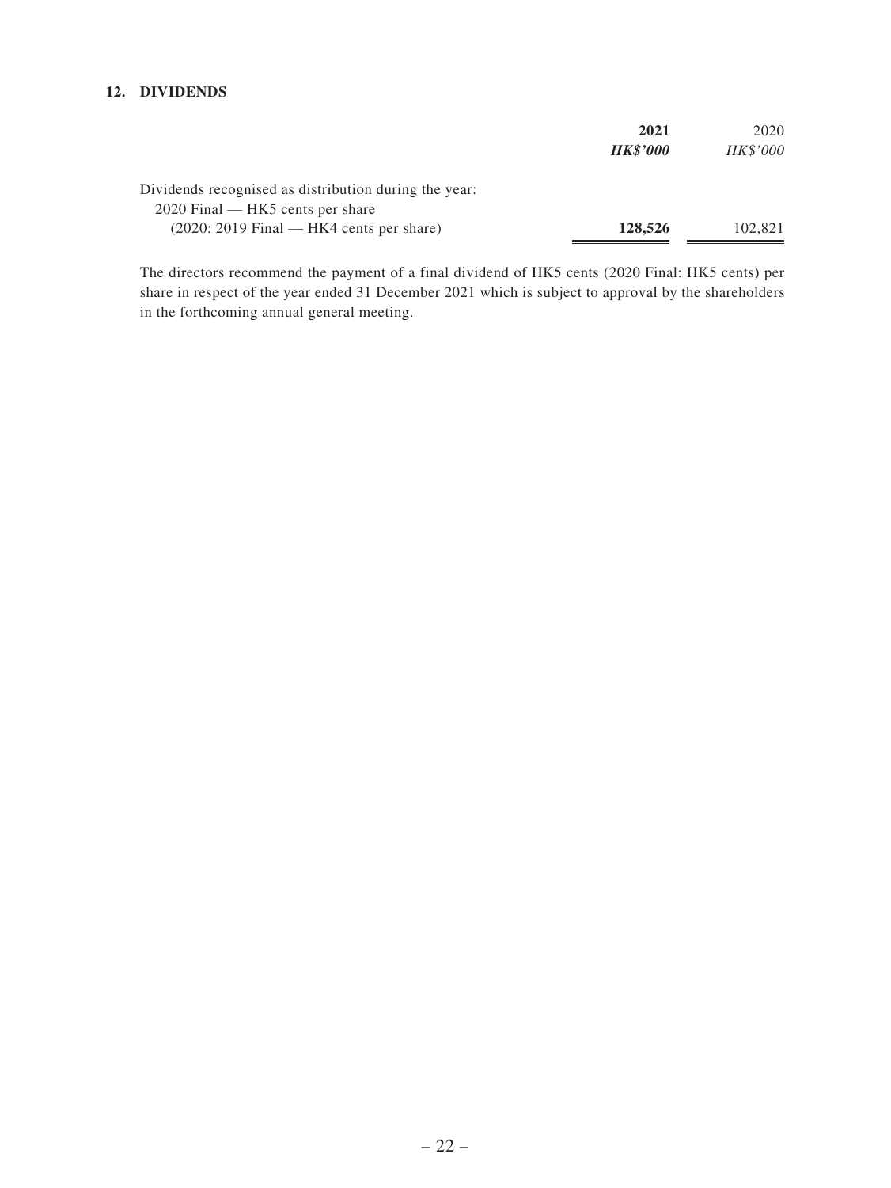## 12. DIVIDENDS

| | **2021** | 2020 |
|---|---|---|
| | ***HK$'000*** | *HK$'000* |
| Dividends recognised as distribution during the year: | | |
| 2020 Final — HK5 cents per share | | |
| (2020: 2019 Final — HK4 cents per share) | **128,526** | 102,821 |

The directors recommend the payment of a final dividend of HK5 cents (2020 Final: HK5 cents) per share in respect of the year ended 31 December 2021 which is subject to approval by the shareholders in the forthcoming annual general meeting.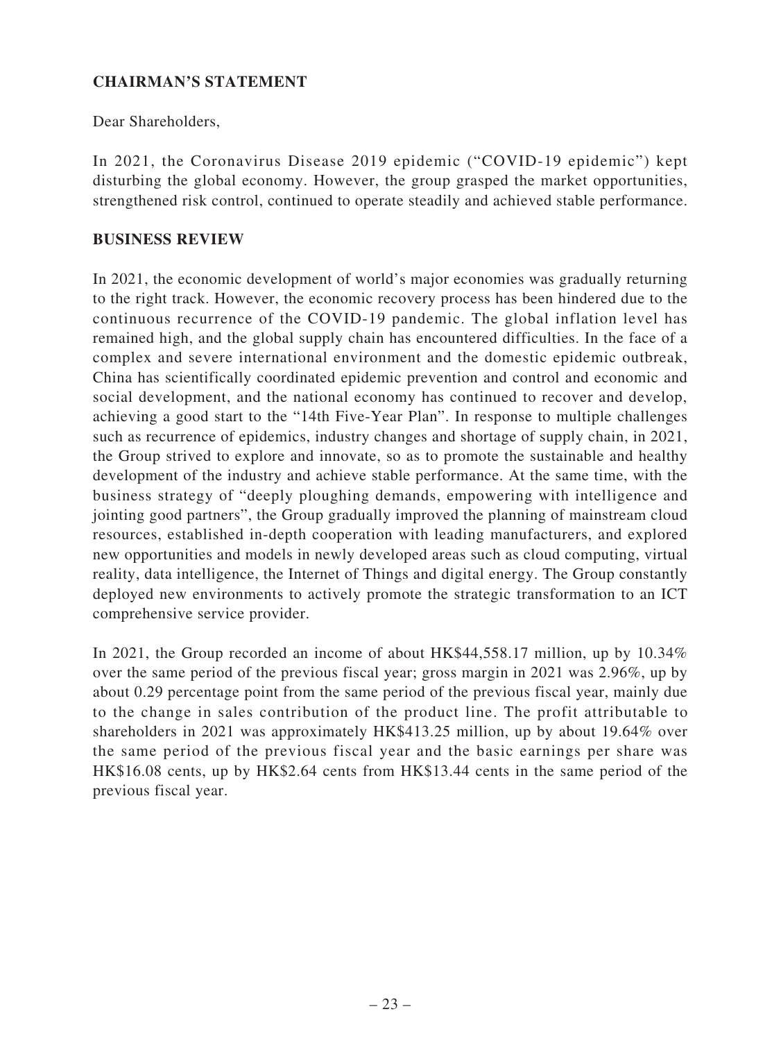## CHAIRMAN'S STATEMENT

Dear Shareholders,

In 2021, the Coronavirus Disease 2019 epidemic ("COVID-19 epidemic") kept disturbing the global economy. However, the group grasped the market opportunities, strengthened risk control, continued to operate steadily and achieved stable performance.

## BUSINESS REVIEW

In 2021, the economic development of world's major economies was gradually returning to the right track. However, the economic recovery process has been hindered due to the continuous recurrence of the COVID-19 pandemic. The global inflation level has remained high, and the global supply chain has encountered difficulties. In the face of a complex and severe international environment and the domestic epidemic outbreak, China has scientifically coordinated epidemic prevention and control and economic and social development, and the national economy has continued to recover and develop, achieving a good start to the "14th Five-Year Plan". In response to multiple challenges such as recurrence of epidemics, industry changes and shortage of supply chain, in 2021, the Group strived to explore and innovate, so as to promote the sustainable and healthy development of the industry and achieve stable performance. At the same time, with the business strategy of "deeply ploughing demands, empowering with intelligence and jointing good partners", the Group gradually improved the planning of mainstream cloud resources, established in-depth cooperation with leading manufacturers, and explored new opportunities and models in newly developed areas such as cloud computing, virtual reality, data intelligence, the Internet of Things and digital energy. The Group constantly deployed new environments to actively promote the strategic transformation to an ICT comprehensive service provider.

In 2021, the Group recorded an income of about HK$44,558.17 million, up by 10.34% over the same period of the previous fiscal year; gross margin in 2021 was 2.96%, up by about 0.29 percentage point from the same period of the previous fiscal year, mainly due to the change in sales contribution of the product line. The profit attributable to shareholders in 2021 was approximately HK$413.25 million, up by about 19.64% over the same period of the previous fiscal year and the basic earnings per share was HK$16.08 cents, up by HK$2.64 cents from HK$13.44 cents in the same period of the previous fiscal year.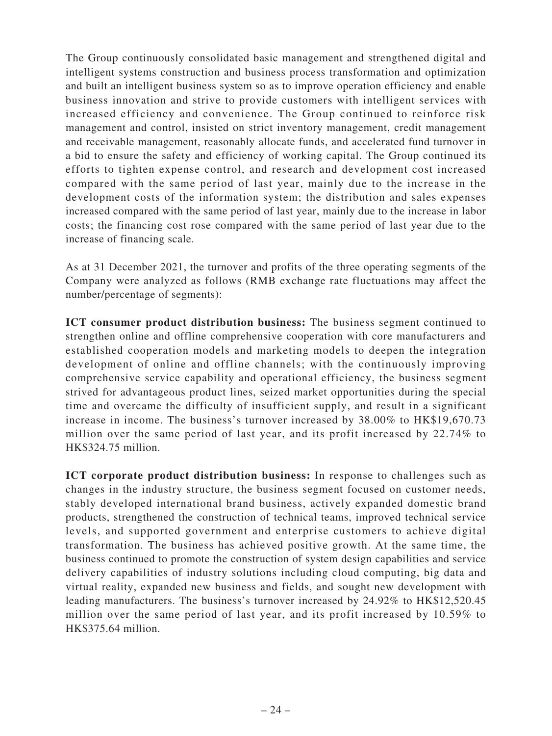The Group continuously consolidated basic management and strengthened digital and intelligent systems construction and business process transformation and optimization and built an intelligent business system so as to improve operation efficiency and enable business innovation and strive to provide customers with intelligent services with increased efficiency and convenience. The Group continued to reinforce risk management and control, insisted on strict inventory management, credit management and receivable management, reasonably allocate funds, and accelerated fund turnover in a bid to ensure the safety and efficiency of working capital. The Group continued its efforts to tighten expense control, and research and development cost increased compared with the same period of last year, mainly due to the increase in the development costs of the information system; the distribution and sales expenses increased compared with the same period of last year, mainly due to the increase in labor costs; the financing cost rose compared with the same period of last year due to the increase of financing scale.

As at 31 December 2021, the turnover and profits of the three operating segments of the Company were analyzed as follows (RMB exchange rate fluctuations may affect the number/percentage of segments):

**ICT consumer product distribution business:** The business segment continued to strengthen online and offline comprehensive cooperation with core manufacturers and established cooperation models and marketing models to deepen the integration development of online and offline channels; with the continuously improving comprehensive service capability and operational efficiency, the business segment strived for advantageous product lines, seized market opportunities during the special time and overcame the difficulty of insufficient supply, and result in a significant increase in income. The business's turnover increased by 38.00% to HK$19,670.73 million over the same period of last year, and its profit increased by 22.74% to HK$324.75 million.

**ICT corporate product distribution business:** In response to challenges such as changes in the industry structure, the business segment focused on customer needs, stably developed international brand business, actively expanded domestic brand products, strengthened the construction of technical teams, improved technical service levels, and supported government and enterprise customers to achieve digital transformation. The business has achieved positive growth. At the same time, the business continued to promote the construction of system design capabilities and service delivery capabilities of industry solutions including cloud computing, big data and virtual reality, expanded new business and fields, and sought new development with leading manufacturers. The business's turnover increased by 24.92% to HK$12,520.45 million over the same period of last year, and its profit increased by 10.59% to HK$375.64 million.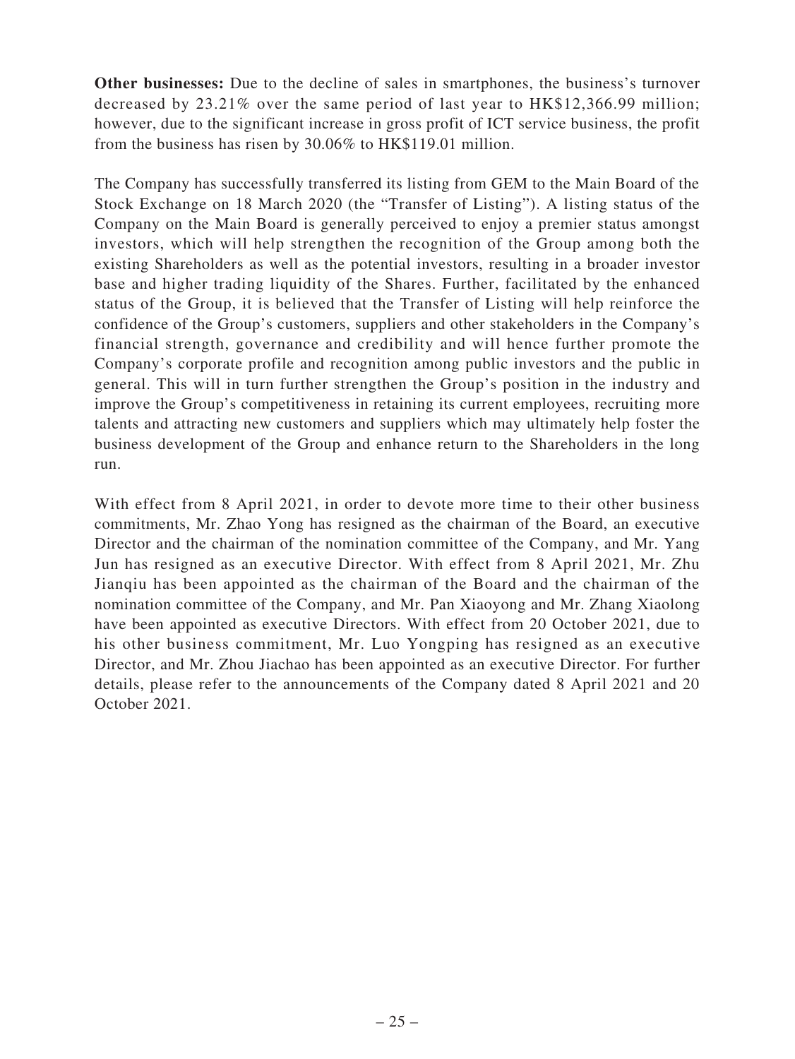**Other businesses:** Due to the decline of sales in smartphones, the business's turnover decreased by 23.21% over the same period of last year to HK$12,366.99 million; however, due to the significant increase in gross profit of ICT service business, the profit from the business has risen by 30.06% to HK$119.01 million.

The Company has successfully transferred its listing from GEM to the Main Board of the Stock Exchange on 18 March 2020 (the "Transfer of Listing"). A listing status of the Company on the Main Board is generally perceived to enjoy a premier status amongst investors, which will help strengthen the recognition of the Group among both the existing Shareholders as well as the potential investors, resulting in a broader investor base and higher trading liquidity of the Shares. Further, facilitated by the enhanced status of the Group, it is believed that the Transfer of Listing will help reinforce the confidence of the Group's customers, suppliers and other stakeholders in the Company's financial strength, governance and credibility and will hence further promote the Company's corporate profile and recognition among public investors and the public in general. This will in turn further strengthen the Group's position in the industry and improve the Group's competitiveness in retaining its current employees, recruiting more talents and attracting new customers and suppliers which may ultimately help foster the business development of the Group and enhance return to the Shareholders in the long run.

With effect from 8 April 2021, in order to devote more time to their other business commitments, Mr. Zhao Yong has resigned as the chairman of the Board, an executive Director and the chairman of the nomination committee of the Company, and Mr. Yang Jun has resigned as an executive Director. With effect from 8 April 2021, Mr. Zhu Jianqiu has been appointed as the chairman of the Board and the chairman of the nomination committee of the Company, and Mr. Pan Xiaoyong and Mr. Zhang Xiaolong have been appointed as executive Directors. With effect from 20 October 2021, due to his other business commitment, Mr. Luo Yongping has resigned as an executive Director, and Mr. Zhou Jiachao has been appointed as an executive Director. For further details, please refer to the announcements of the Company dated 8 April 2021 and 20 October 2021.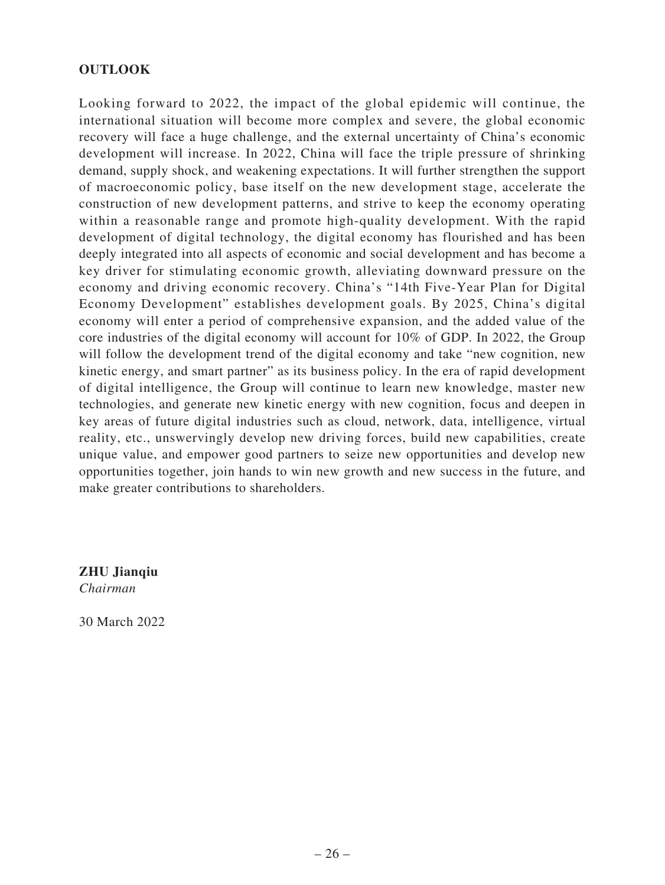## OUTLOOK

Looking forward to 2022, the impact of the global epidemic will continue, the international situation will become more complex and severe, the global economic recovery will face a huge challenge, and the external uncertainty of China's economic development will increase. In 2022, China will face the triple pressure of shrinking demand, supply shock, and weakening expectations. It will further strengthen the support of macroeconomic policy, base itself on the new development stage, accelerate the construction of new development patterns, and strive to keep the economy operating within a reasonable range and promote high-quality development. With the rapid development of digital technology, the digital economy has flourished and has been deeply integrated into all aspects of economic and social development and has become a key driver for stimulating economic growth, alleviating downward pressure on the economy and driving economic recovery. China's "14th Five-Year Plan for Digital Economy Development" establishes development goals. By 2025, China's digital economy will enter a period of comprehensive expansion, and the added value of the core industries of the digital economy will account for 10% of GDP. In 2022, the Group will follow the development trend of the digital economy and take "new cognition, new kinetic energy, and smart partner" as its business policy. In the era of rapid development of digital intelligence, the Group will continue to learn new knowledge, master new technologies, and generate new kinetic energy with new cognition, focus and deepen in key areas of future digital industries such as cloud, network, data, intelligence, virtual reality, etc., unswervingly develop new driving forces, build new capabilities, create unique value, and empower good partners to seize new opportunities and develop new opportunities together, join hands to win new growth and new success in the future, and make greater contributions to shareholders.

**ZHU Jianqiu**
*Chairman*

30 March 2022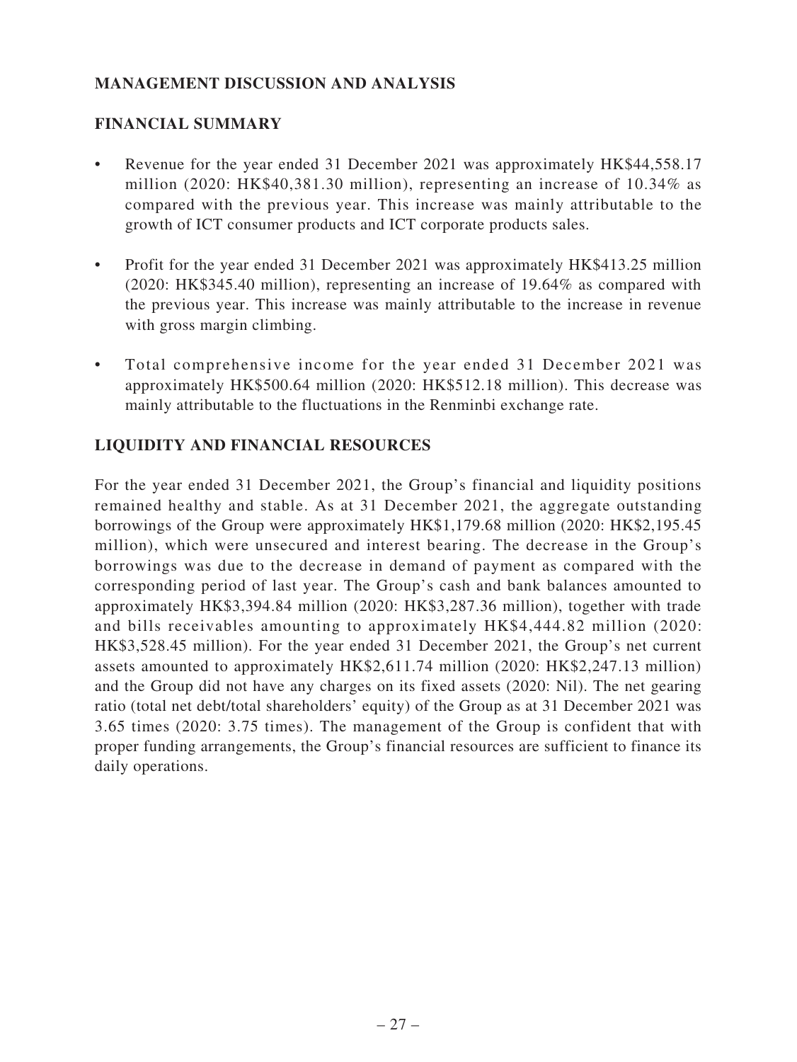## MANAGEMENT DISCUSSION AND ANALYSIS

### FINANCIAL SUMMARY

- Revenue for the year ended 31 December 2021 was approximately HK$44,558.17 million (2020: HK$40,381.30 million), representing an increase of 10.34% as compared with the previous year. This increase was mainly attributable to the growth of ICT consumer products and ICT corporate products sales.
- Profit for the year ended 31 December 2021 was approximately HK$413.25 million (2020: HK$345.40 million), representing an increase of 19.64% as compared with the previous year. This increase was mainly attributable to the increase in revenue with gross margin climbing.
- Total comprehensive income for the year ended 31 December 2021 was approximately HK$500.64 million (2020: HK$512.18 million). This decrease was mainly attributable to the fluctuations in the Renminbi exchange rate.

### LIQUIDITY AND FINANCIAL RESOURCES

For the year ended 31 December 2021, the Group's financial and liquidity positions remained healthy and stable. As at 31 December 2021, the aggregate outstanding borrowings of the Group were approximately HK$1,179.68 million (2020: HK$2,195.45 million), which were unsecured and interest bearing. The decrease in the Group's borrowings was due to the decrease in demand of payment as compared with the corresponding period of last year. The Group's cash and bank balances amounted to approximately HK$3,394.84 million (2020: HK$3,287.36 million), together with trade and bills receivables amounting to approximately HK$4,444.82 million (2020: HK$3,528.45 million). For the year ended 31 December 2021, the Group's net current assets amounted to approximately HK$2,611.74 million (2020: HK$2,247.13 million) and the Group did not have any charges on its fixed assets (2020: Nil). The net gearing ratio (total net debt/total shareholders' equity) of the Group as at 31 December 2021 was 3.65 times (2020: 3.75 times). The management of the Group is confident that with proper funding arrangements, the Group's financial resources are sufficient to finance its daily operations.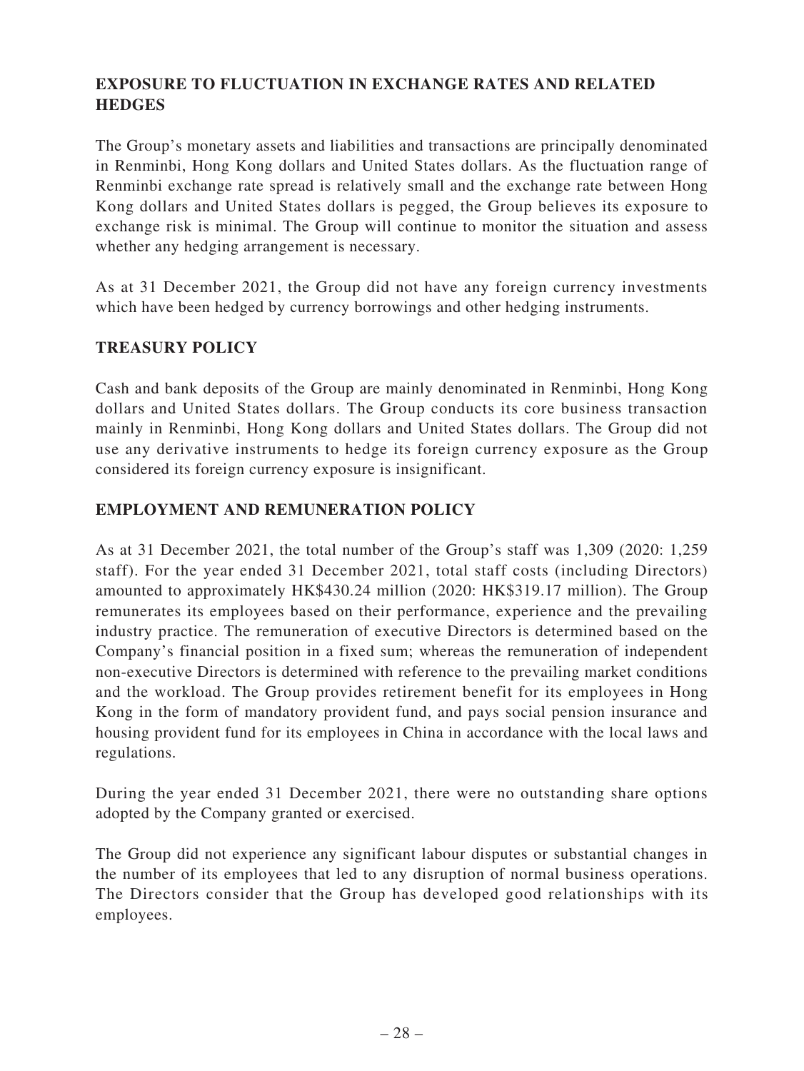## EXPOSURE TO FLUCTUATION IN EXCHANGE RATES AND RELATED HEDGES

The Group's monetary assets and liabilities and transactions are principally denominated in Renminbi, Hong Kong dollars and United States dollars. As the fluctuation range of Renminbi exchange rate spread is relatively small and the exchange rate between Hong Kong dollars and United States dollars is pegged, the Group believes its exposure to exchange risk is minimal. The Group will continue to monitor the situation and assess whether any hedging arrangement is necessary.

As at 31 December 2021, the Group did not have any foreign currency investments which have been hedged by currency borrowings and other hedging instruments.

## TREASURY POLICY

Cash and bank deposits of the Group are mainly denominated in Renminbi, Hong Kong dollars and United States dollars. The Group conducts its core business transaction mainly in Renminbi, Hong Kong dollars and United States dollars. The Group did not use any derivative instruments to hedge its foreign currency exposure as the Group considered its foreign currency exposure is insignificant.

## EMPLOYMENT AND REMUNERATION POLICY

As at 31 December 2021, the total number of the Group's staff was 1,309 (2020: 1,259 staff). For the year ended 31 December 2021, total staff costs (including Directors) amounted to approximately HK$430.24 million (2020: HK$319.17 million). The Group remunerates its employees based on their performance, experience and the prevailing industry practice. The remuneration of executive Directors is determined based on the Company's financial position in a fixed sum; whereas the remuneration of independent non-executive Directors is determined with reference to the prevailing market conditions and the workload. The Group provides retirement benefit for its employees in Hong Kong in the form of mandatory provident fund, and pays social pension insurance and housing provident fund for its employees in China in accordance with the local laws and regulations.

During the year ended 31 December 2021, there were no outstanding share options adopted by the Company granted or exercised.

The Group did not experience any significant labour disputes or substantial changes in the number of its employees that led to any disruption of normal business operations. The Directors consider that the Group has developed good relationships with its employees.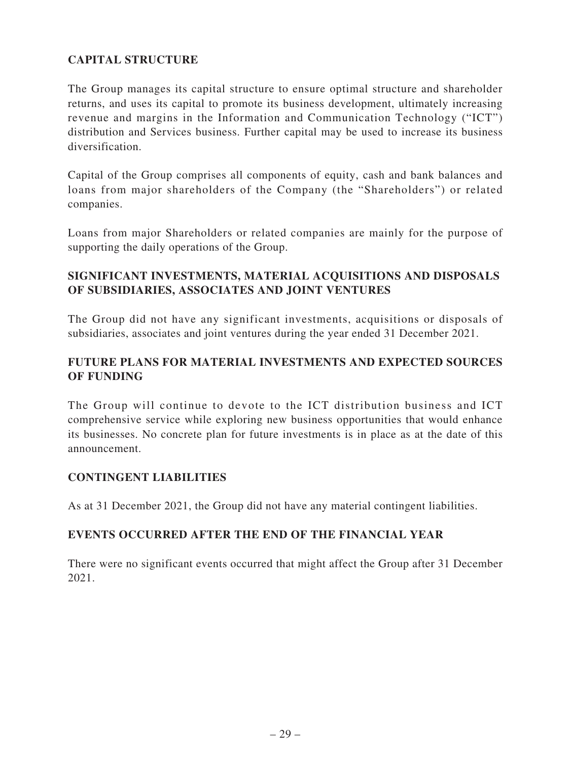## CAPITAL STRUCTURE

The Group manages its capital structure to ensure optimal structure and shareholder returns, and uses its capital to promote its business development, ultimately increasing revenue and margins in the Information and Communication Technology ("ICT") distribution and Services business. Further capital may be used to increase its business diversification.

Capital of the Group comprises all components of equity, cash and bank balances and loans from major shareholders of the Company (the "Shareholders") or related companies.

Loans from major Shareholders or related companies are mainly for the purpose of supporting the daily operations of the Group.

## SIGNIFICANT INVESTMENTS, MATERIAL ACQUISITIONS AND DISPOSALS OF SUBSIDIARIES, ASSOCIATES AND JOINT VENTURES

The Group did not have any significant investments, acquisitions or disposals of subsidiaries, associates and joint ventures during the year ended 31 December 2021.

## FUTURE PLANS FOR MATERIAL INVESTMENTS AND EXPECTED SOURCES OF FUNDING

The Group will continue to devote to the ICT distribution business and ICT comprehensive service while exploring new business opportunities that would enhance its businesses. No concrete plan for future investments is in place as at the date of this announcement.

## CONTINGENT LIABILITIES

As at 31 December 2021, the Group did not have any material contingent liabilities.

## EVENTS OCCURRED AFTER THE END OF THE FINANCIAL YEAR

There were no significant events occurred that might affect the Group after 31 December 2021.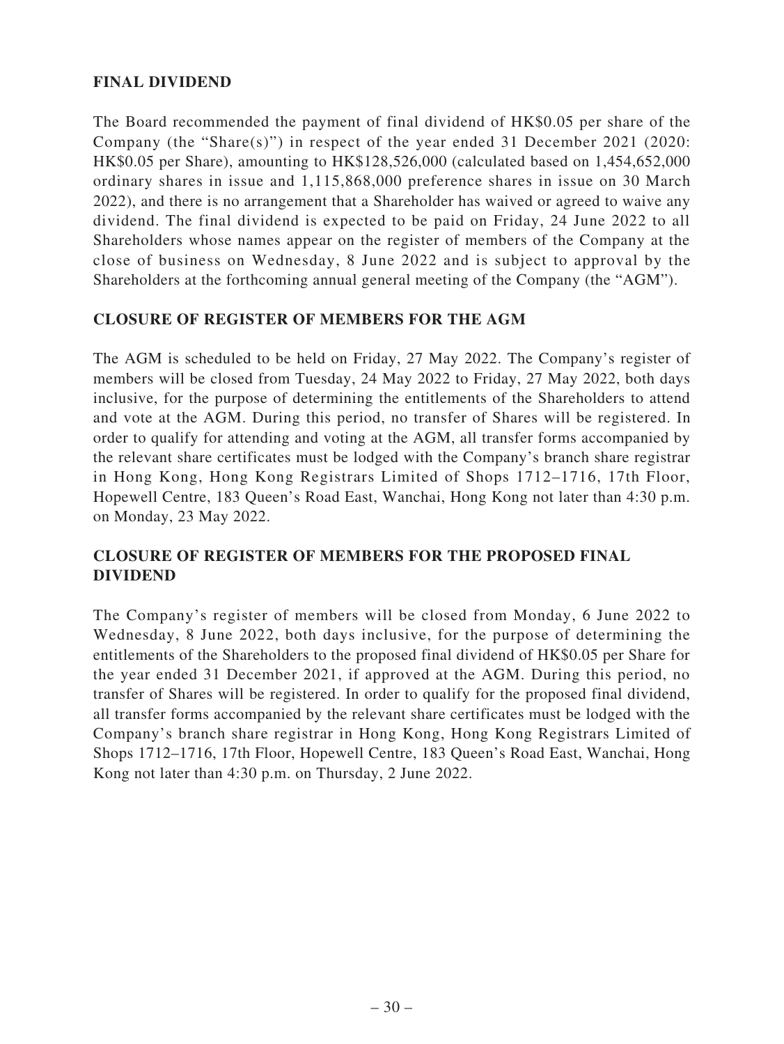## FINAL DIVIDEND

The Board recommended the payment of final dividend of HK$0.05 per share of the Company (the "Share(s)") in respect of the year ended 31 December 2021 (2020: HK$0.05 per Share), amounting to HK$128,526,000 (calculated based on 1,454,652,000 ordinary shares in issue and 1,115,868,000 preference shares in issue on 30 March 2022), and there is no arrangement that a Shareholder has waived or agreed to waive any dividend. The final dividend is expected to be paid on Friday, 24 June 2022 to all Shareholders whose names appear on the register of members of the Company at the close of business on Wednesday, 8 June 2022 and is subject to approval by the Shareholders at the forthcoming annual general meeting of the Company (the "AGM").

## CLOSURE OF REGISTER OF MEMBERS FOR THE AGM

The AGM is scheduled to be held on Friday, 27 May 2022. The Company's register of members will be closed from Tuesday, 24 May 2022 to Friday, 27 May 2022, both days inclusive, for the purpose of determining the entitlements of the Shareholders to attend and vote at the AGM. During this period, no transfer of Shares will be registered. In order to qualify for attending and voting at the AGM, all transfer forms accompanied by the relevant share certificates must be lodged with the Company's branch share registrar in Hong Kong, Hong Kong Registrars Limited of Shops 1712–1716, 17th Floor, Hopewell Centre, 183 Queen's Road East, Wanchai, Hong Kong not later than 4:30 p.m. on Monday, 23 May 2022.

## CLOSURE OF REGISTER OF MEMBERS FOR THE PROPOSED FINAL DIVIDEND

The Company's register of members will be closed from Monday, 6 June 2022 to Wednesday, 8 June 2022, both days inclusive, for the purpose of determining the entitlements of the Shareholders to the proposed final dividend of HK$0.05 per Share for the year ended 31 December 2021, if approved at the AGM. During this period, no transfer of Shares will be registered. In order to qualify for the proposed final dividend, all transfer forms accompanied by the relevant share certificates must be lodged with the Company's branch share registrar in Hong Kong, Hong Kong Registrars Limited of Shops 1712–1716, 17th Floor, Hopewell Centre, 183 Queen's Road East, Wanchai, Hong Kong not later than 4:30 p.m. on Thursday, 2 June 2022.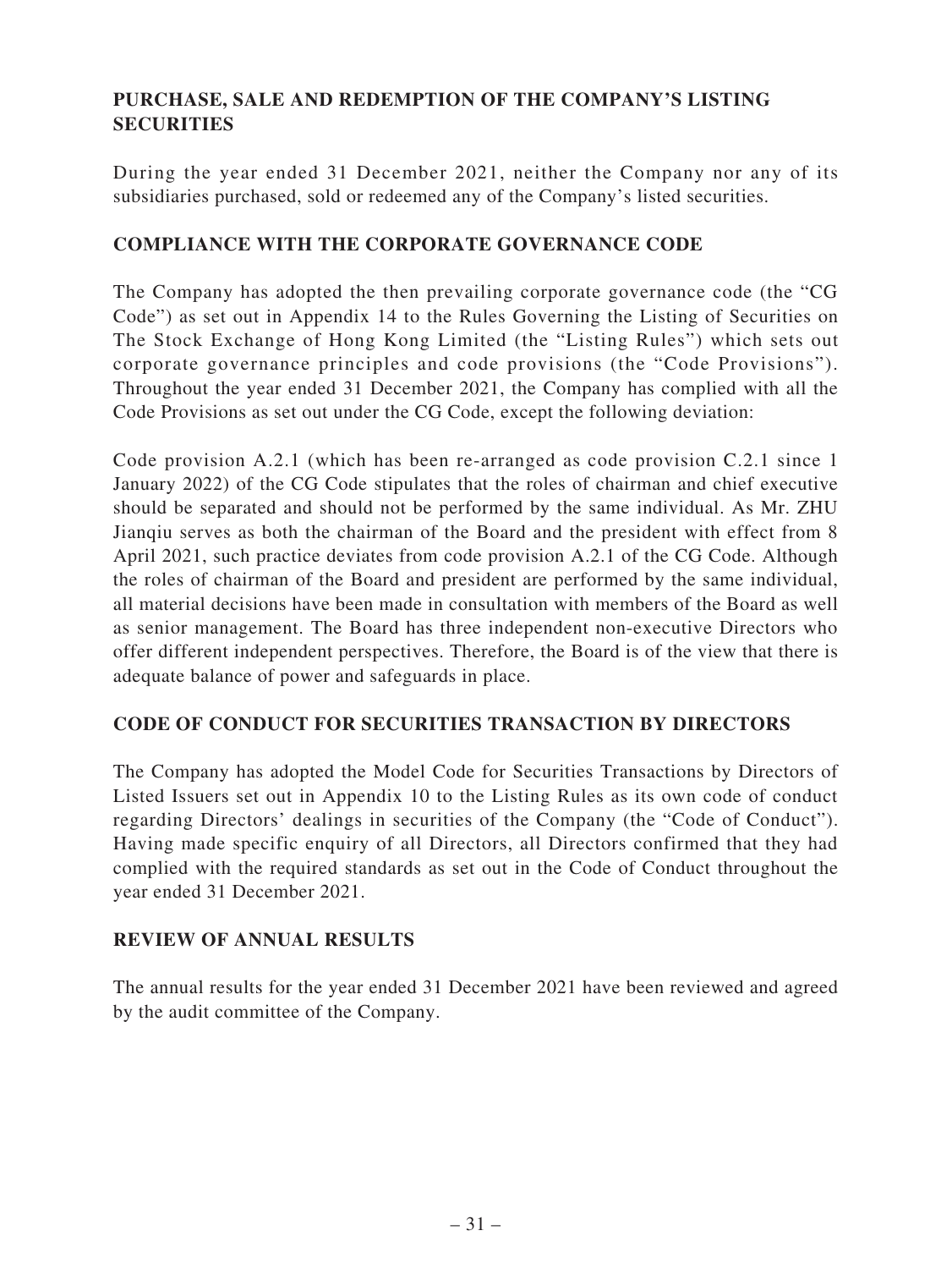## PURCHASE, SALE AND REDEMPTION OF THE COMPANY'S LISTING SECURITIES

During the year ended 31 December 2021, neither the Company nor any of its subsidiaries purchased, sold or redeemed any of the Company's listed securities.

## COMPLIANCE WITH THE CORPORATE GOVERNANCE CODE

The Company has adopted the then prevailing corporate governance code (the "CG Code") as set out in Appendix 14 to the Rules Governing the Listing of Securities on The Stock Exchange of Hong Kong Limited (the "Listing Rules") which sets out corporate governance principles and code provisions (the "Code Provisions"). Throughout the year ended 31 December 2021, the Company has complied with all the Code Provisions as set out under the CG Code, except the following deviation:

Code provision A.2.1 (which has been re-arranged as code provision C.2.1 since 1 January 2022) of the CG Code stipulates that the roles of chairman and chief executive should be separated and should not be performed by the same individual. As Mr. ZHU Jianqiu serves as both the chairman of the Board and the president with effect from 8 April 2021, such practice deviates from code provision A.2.1 of the CG Code. Although the roles of chairman of the Board and president are performed by the same individual, all material decisions have been made in consultation with members of the Board as well as senior management. The Board has three independent non-executive Directors who offer different independent perspectives. Therefore, the Board is of the view that there is adequate balance of power and safeguards in place.

## CODE OF CONDUCT FOR SECURITIES TRANSACTION BY DIRECTORS

The Company has adopted the Model Code for Securities Transactions by Directors of Listed Issuers set out in Appendix 10 to the Listing Rules as its own code of conduct regarding Directors' dealings in securities of the Company (the "Code of Conduct"). Having made specific enquiry of all Directors, all Directors confirmed that they had complied with the required standards as set out in the Code of Conduct throughout the year ended 31 December 2021.

## REVIEW OF ANNUAL RESULTS

The annual results for the year ended 31 December 2021 have been reviewed and agreed by the audit committee of the Company.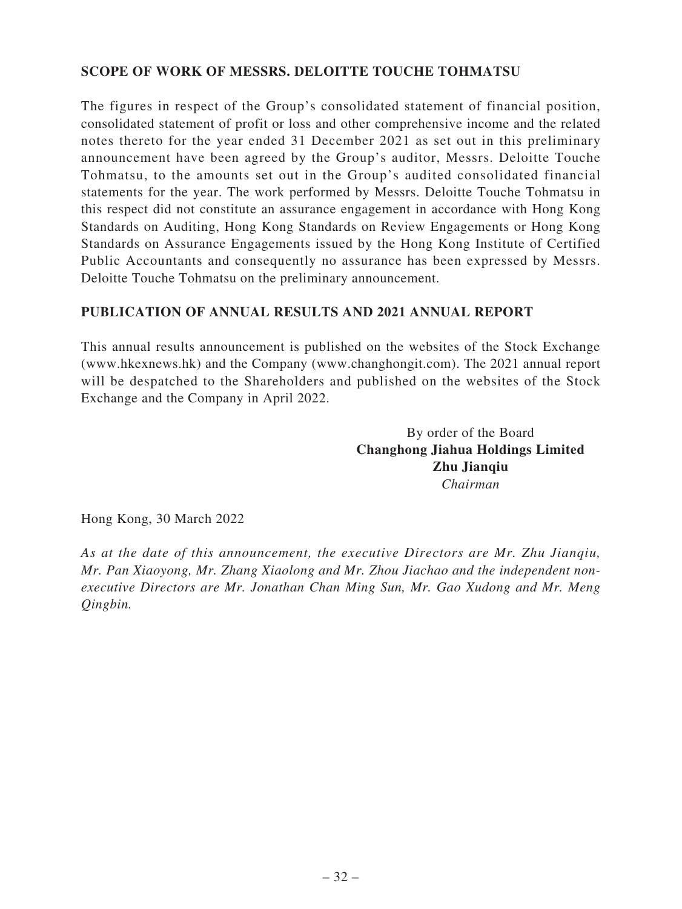## SCOPE OF WORK OF MESSRS. DELOITTE TOUCHE TOHMATSU

The figures in respect of the Group's consolidated statement of financial position, consolidated statement of profit or loss and other comprehensive income and the related notes thereto for the year ended 31 December 2021 as set out in this preliminary announcement have been agreed by the Group's auditor, Messrs. Deloitte Touche Tohmatsu, to the amounts set out in the Group's audited consolidated financial statements for the year. The work performed by Messrs. Deloitte Touche Tohmatsu in this respect did not constitute an assurance engagement in accordance with Hong Kong Standards on Auditing, Hong Kong Standards on Review Engagements or Hong Kong Standards on Assurance Engagements issued by the Hong Kong Institute of Certified Public Accountants and consequently no assurance has been expressed by Messrs. Deloitte Touche Tohmatsu on the preliminary announcement.

## PUBLICATION OF ANNUAL RESULTS AND 2021 ANNUAL REPORT

This annual results announcement is published on the websites of the Stock Exchange (www.hkexnews.hk) and the Company (www.changhongit.com). The 2021 annual report will be despatched to the Shareholders and published on the websites of the Stock Exchange and the Company in April 2022.

By order of the Board
**Changhong Jiahua Holdings Limited**
**Zhu Jianqiu**
*Chairman*

Hong Kong, 30 March 2022

*As at the date of this announcement, the executive Directors are Mr. Zhu Jianqiu, Mr. Pan Xiaoyong, Mr. Zhang Xiaolong and Mr. Zhou Jiachao and the independent non-executive Directors are Mr. Jonathan Chan Ming Sun, Mr. Gao Xudong and Mr. Meng Qingbin.*